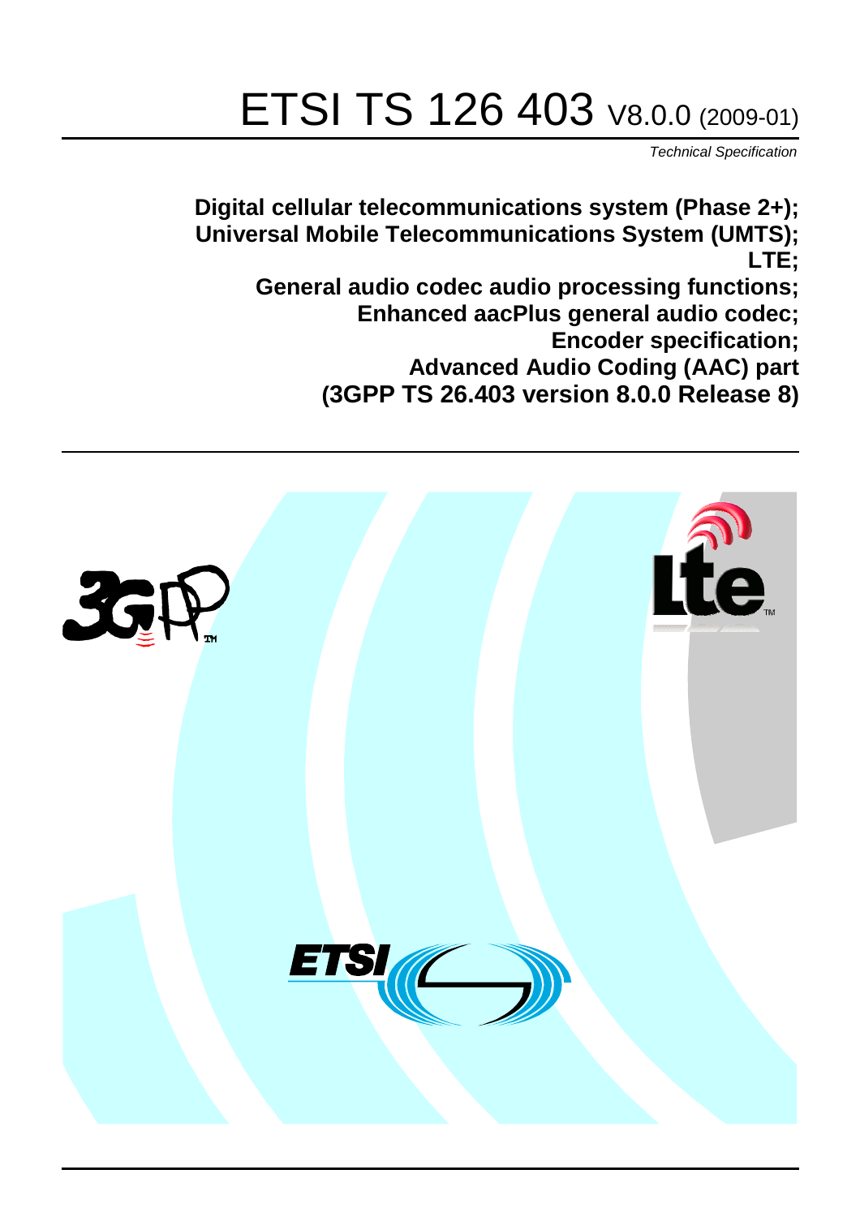# ETSI TS 126 403 V8.0.0 (2009-01)

*Technical Specification*

**Digital cellular telecommunications system (Phase 2+);**
**Universal Mobile Telecommunications System (UMTS);**
**LTE;**
**General audio codec audio processing functions;**
**Enhanced aacPlus general audio codec;**
**Encoder specification;**
**Advanced Audio Coding (AAC) part**
**(3GPP TS 26.403 version 8.0.0 Release 8)**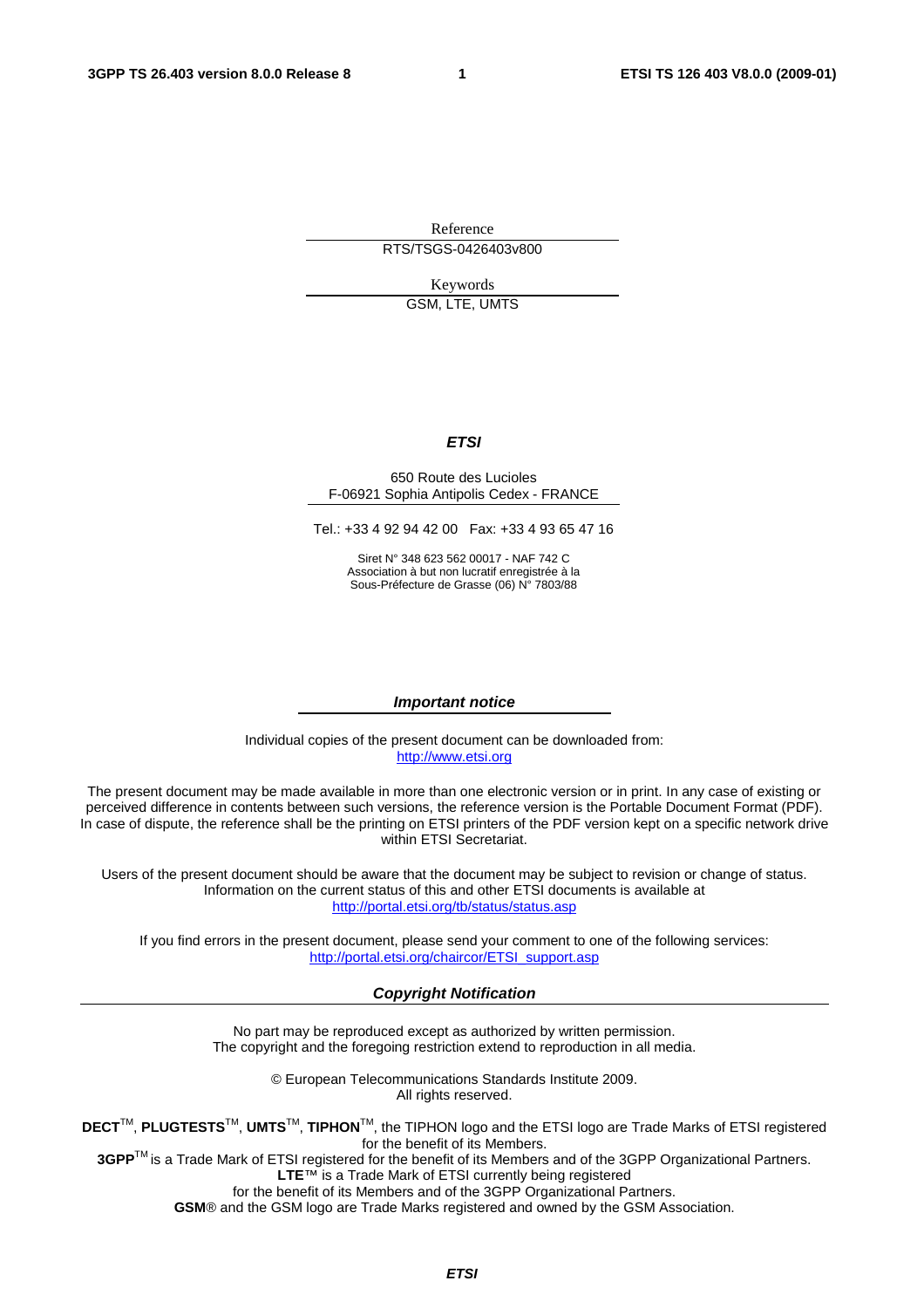Reference

RTS/TSGS-0426403v800

Keywords

GSM, LTE, UMTS

***ETSI***

650 Route des Lucioles
F-06921 Sophia Antipolis Cedex - FRANCE

Tel.: +33 4 92 94 42 00 Fax: +33 4 93 65 47 16

Siret N° 348 623 562 00017 - NAF 742 C
Association à but non lucratif enregistrée à la
Sous-Préfecture de Grasse (06) N° 7803/88

***Important notice***

Individual copies of the present document can be downloaded from:
http://www.etsi.org

The present document may be made available in more than one electronic version or in print. In any case of existing or perceived difference in contents between such versions, the reference version is the Portable Document Format (PDF). In case of dispute, the reference shall be the printing on ETSI printers of the PDF version kept on a specific network drive within ETSI Secretariat.

Users of the present document should be aware that the document may be subject to revision or change of status. Information on the current status of this and other ETSI documents is available at
http://portal.etsi.org/tb/status/status.asp

If you find errors in the present document, please send your comment to one of the following services:
http://portal.etsi.org/chaircor/ETSI_support.asp

***Copyright Notification***

No part may be reproduced except as authorized by written permission.
The copyright and the foregoing restriction extend to reproduction in all media.

© European Telecommunications Standards Institute 2009.
All rights reserved.

**DECT**™, **PLUGTESTS**™, **UMTS**™, **TIPHON**™, the TIPHON logo and the ETSI logo are Trade Marks of ETSI registered for the benefit of its Members.
**3GPP**™ is a Trade Mark of ETSI registered for the benefit of its Members and of the 3GPP Organizational Partners.
**LTE**™ is a Trade Mark of ETSI currently being registered
for the benefit of its Members and of the 3GPP Organizational Partners.
**GSM**® and the GSM logo are Trade Marks registered and owned by the GSM Association.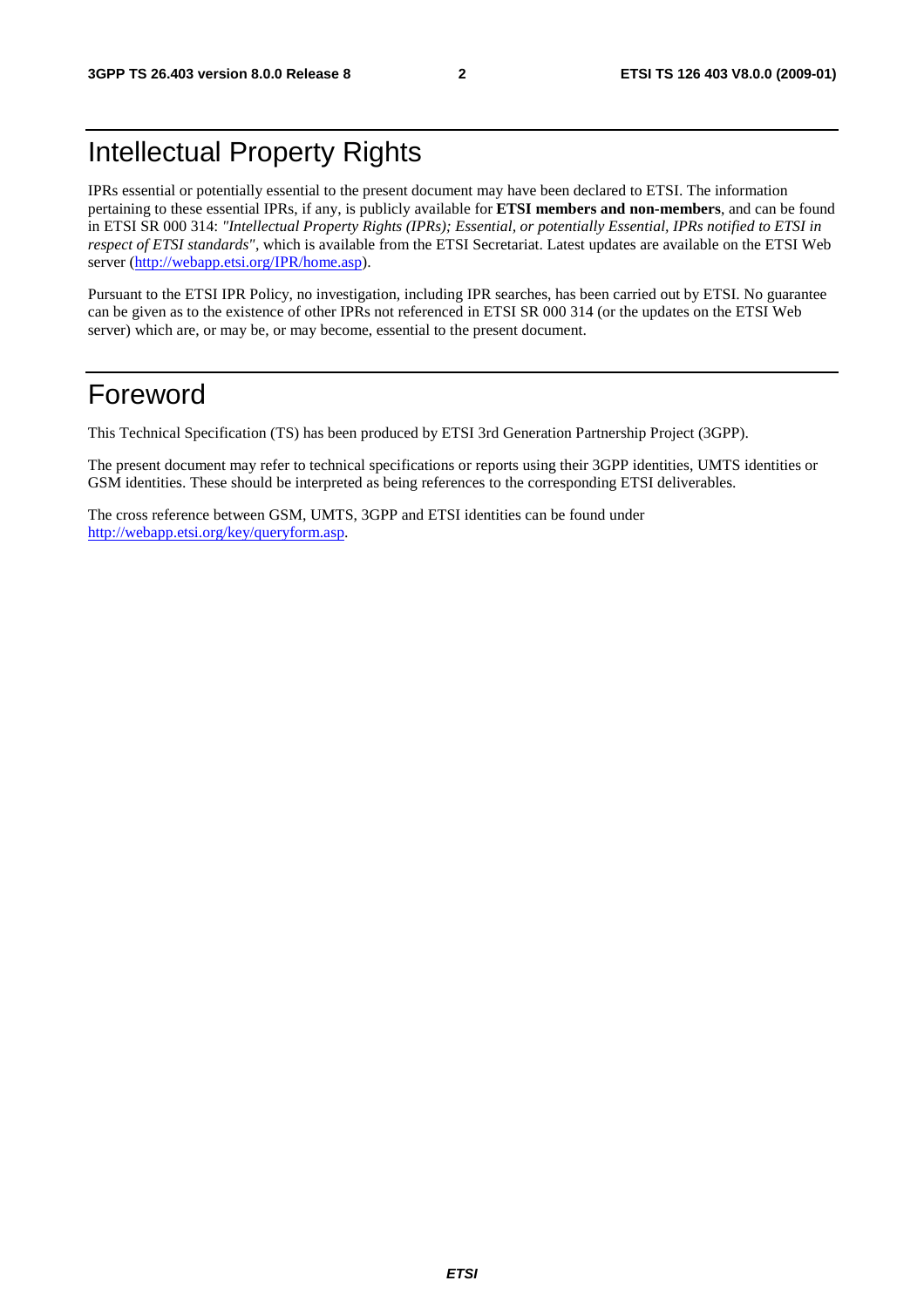# Intellectual Property Rights

IPRs essential or potentially essential to the present document may have been declared to ETSI. The information pertaining to these essential IPRs, if any, is publicly available for **ETSI members and non-members**, and can be found in ETSI SR 000 314: *"Intellectual Property Rights (IPRs); Essential, or potentially Essential, IPRs notified to ETSI in respect of ETSI standards"*, which is available from the ETSI Secretariat. Latest updates are available on the ETSI Web server (http://webapp.etsi.org/IPR/home.asp).

Pursuant to the ETSI IPR Policy, no investigation, including IPR searches, has been carried out by ETSI. No guarantee can be given as to the existence of other IPRs not referenced in ETSI SR 000 314 (or the updates on the ETSI Web server) which are, or may be, or may become, essential to the present document.

# Foreword

This Technical Specification (TS) has been produced by ETSI 3rd Generation Partnership Project (3GPP).

The present document may refer to technical specifications or reports using their 3GPP identities, UMTS identities or GSM identities. These should be interpreted as being references to the corresponding ETSI deliverables.

The cross reference between GSM, UMTS, 3GPP and ETSI identities can be found under http://webapp.etsi.org/key/queryform.asp.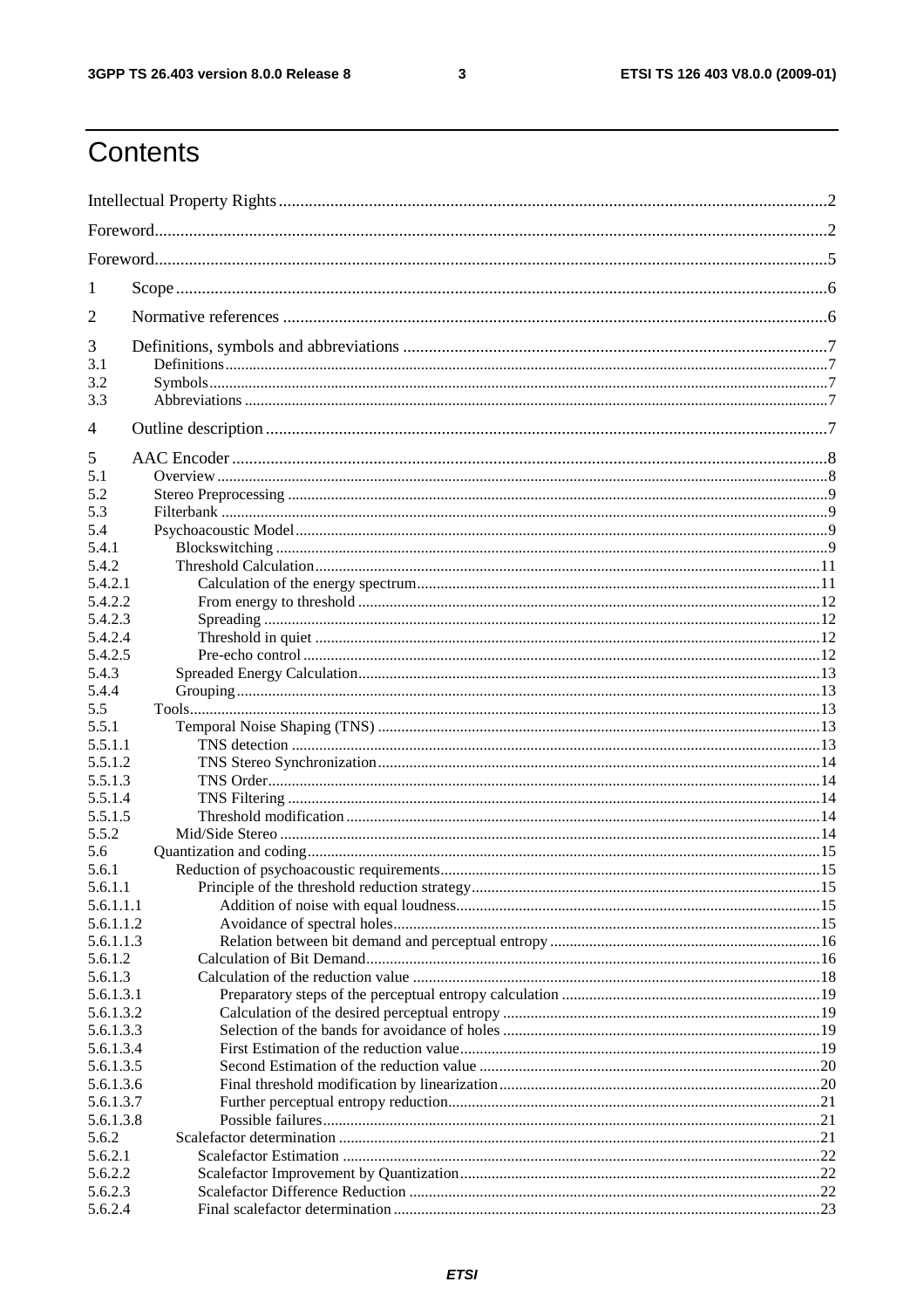# Contents

Intellectual Property Rights ..... 2

Foreword ..... 2

Foreword ..... 5

1 Scope ..... 6

2 Normative references ..... 6

3 Definitions, symbols and abbreviations ..... 7
- 3.1 Definitions ..... 7
- 3.2 Symbols ..... 7
- 3.3 Abbreviations ..... 7

4 Outline description ..... 7

5 AAC Encoder ..... 8
- 5.1 Overview ..... 8
- 5.2 Stereo Preprocessing ..... 9
- 5.3 Filterbank ..... 9
- 5.4 Psychoacoustic Model ..... 9
  - 5.4.1 Blockswitching ..... 9
  - 5.4.2 Threshold Calculation ..... 11
    - 5.4.2.1 Calculation of the energy spectrum ..... 11
    - 5.4.2.2 From energy to threshold ..... 12
    - 5.4.2.3 Spreading ..... 12
    - 5.4.2.4 Threshold in quiet ..... 12
    - 5.4.2.5 Pre-echo control ..... 12
  - 5.4.3 Spreaded Energy Calculation ..... 13
  - 5.4.4 Grouping ..... 13
- 5.5 Tools ..... 13
  - 5.5.1 Temporal Noise Shaping (TNS) ..... 13
    - 5.5.1.1 TNS detection ..... 13
    - 5.5.1.2 TNS Stereo Synchronization ..... 14
    - 5.5.1.3 TNS Order ..... 14
    - 5.5.1.4 TNS Filtering ..... 14
    - 5.5.1.5 Threshold modification ..... 14
  - 5.5.2 Mid/Side Stereo ..... 14
- 5.6 Quantization and coding ..... 15
  - 5.6.1 Reduction of psychoacoustic requirements ..... 15
    - 5.6.1.1 Principle of the threshold reduction strategy ..... 15
      - 5.6.1.1.1 Addition of noise with equal loudness ..... 15
      - 5.6.1.1.2 Avoidance of spectral holes ..... 15
      - 5.6.1.1.3 Relation between bit demand and perceptual entropy ..... 16
    - 5.6.1.2 Calculation of Bit Demand ..... 16
    - 5.6.1.3 Calculation of the reduction value ..... 18
      - 5.6.1.3.1 Preparatory steps of the perceptual entropy calculation ..... 19
      - 5.6.1.3.2 Calculation of the desired perceptual entropy ..... 19
      - 5.6.1.3.3 Selection of the bands for avoidance of holes ..... 19
      - 5.6.1.3.4 First Estimation of the reduction value ..... 19
      - 5.6.1.3.5 Second Estimation of the reduction value ..... 20
      - 5.6.1.3.6 Final threshold modification by linearization ..... 20
      - 5.6.1.3.7 Further perceptual entropy reduction ..... 21
      - 5.6.1.3.8 Possible failures ..... 21
  - 5.6.2 Scalefactor determination ..... 21
    - 5.6.2.1 Scalefactor Estimation ..... 22
    - 5.6.2.2 Scalefactor Improvement by Quantization ..... 22
    - 5.6.2.3 Scalefactor Difference Reduction ..... 22
    - 5.6.2.4 Final scalefactor determination ..... 23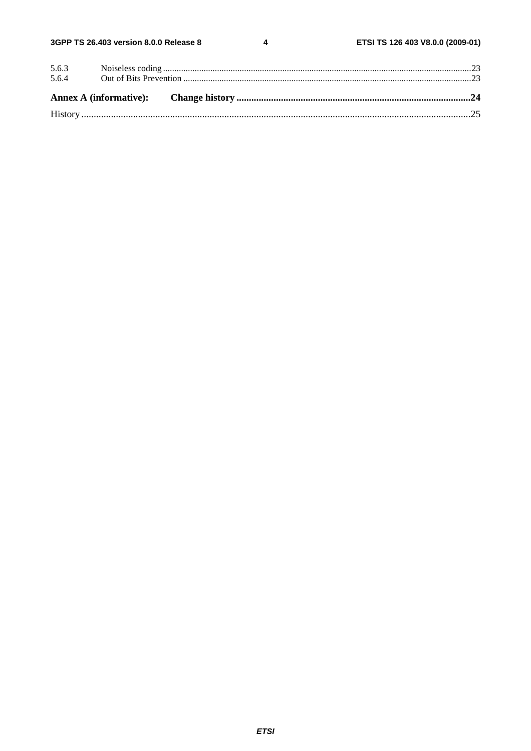5.6.3 Noiseless coding ....................................................................................................................................................23
5.6.4 Out of Bits Prevention .........................................................................................................................................23

**Annex A (informative): Change history .............................................................................................24**

History ...................................................................................................................................................................25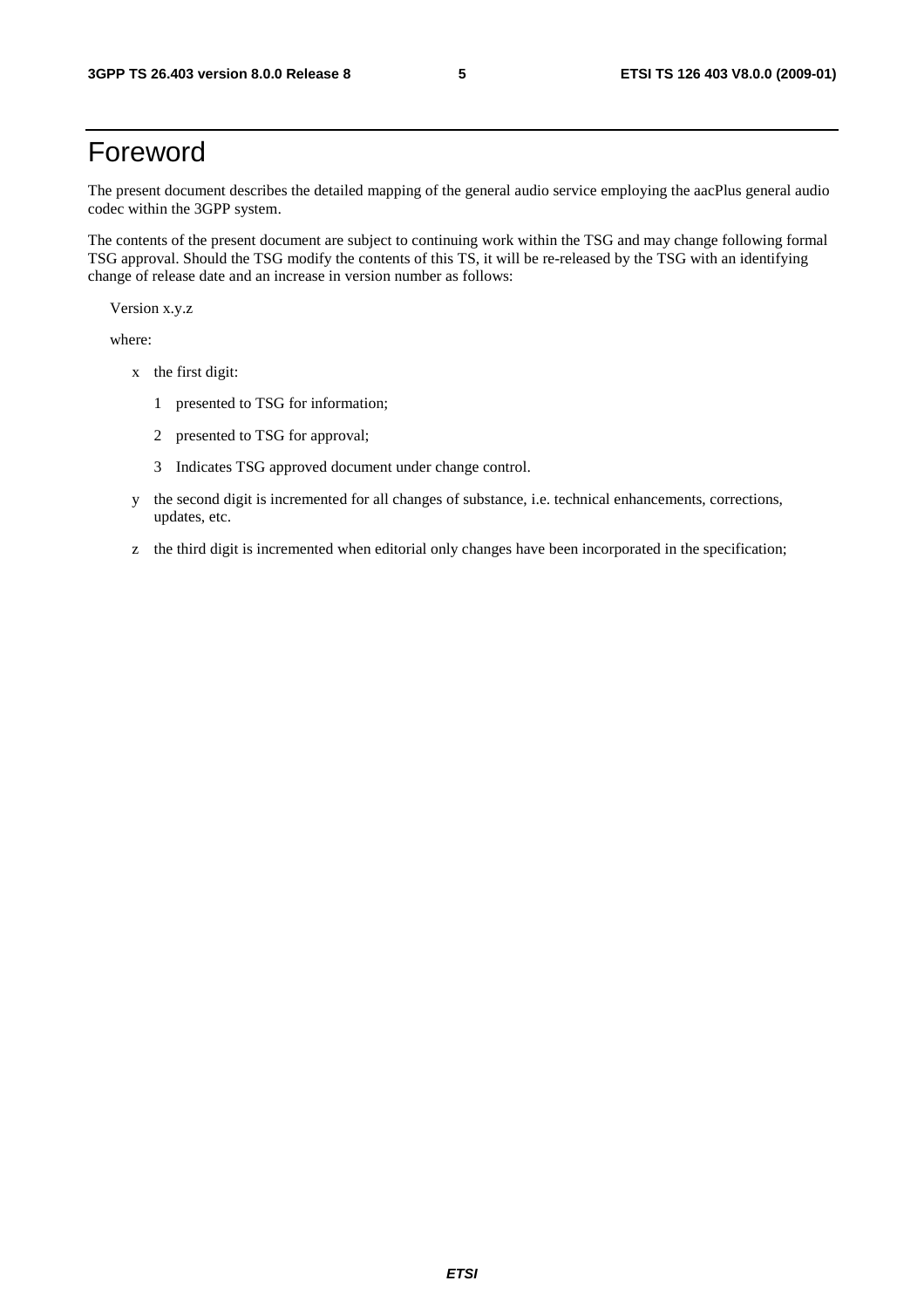# Foreword

The present document describes the detailed mapping of the general audio service employing the aacPlus general audio codec within the 3GPP system.

The contents of the present document are subject to continuing work within the TSG and may change following formal TSG approval. Should the TSG modify the contents of this TS, it will be re-released by the TSG with an identifying change of release date and an increase in version number as follows:

Version x.y.z

where:

- x the first digit:
  - 1 presented to TSG for information;
  - 2 presented to TSG for approval;
  - 3 Indicates TSG approved document under change control.
- y the second digit is incremented for all changes of substance, i.e. technical enhancements, corrections, updates, etc.
- z the third digit is incremented when editorial only changes have been incorporated in the specification;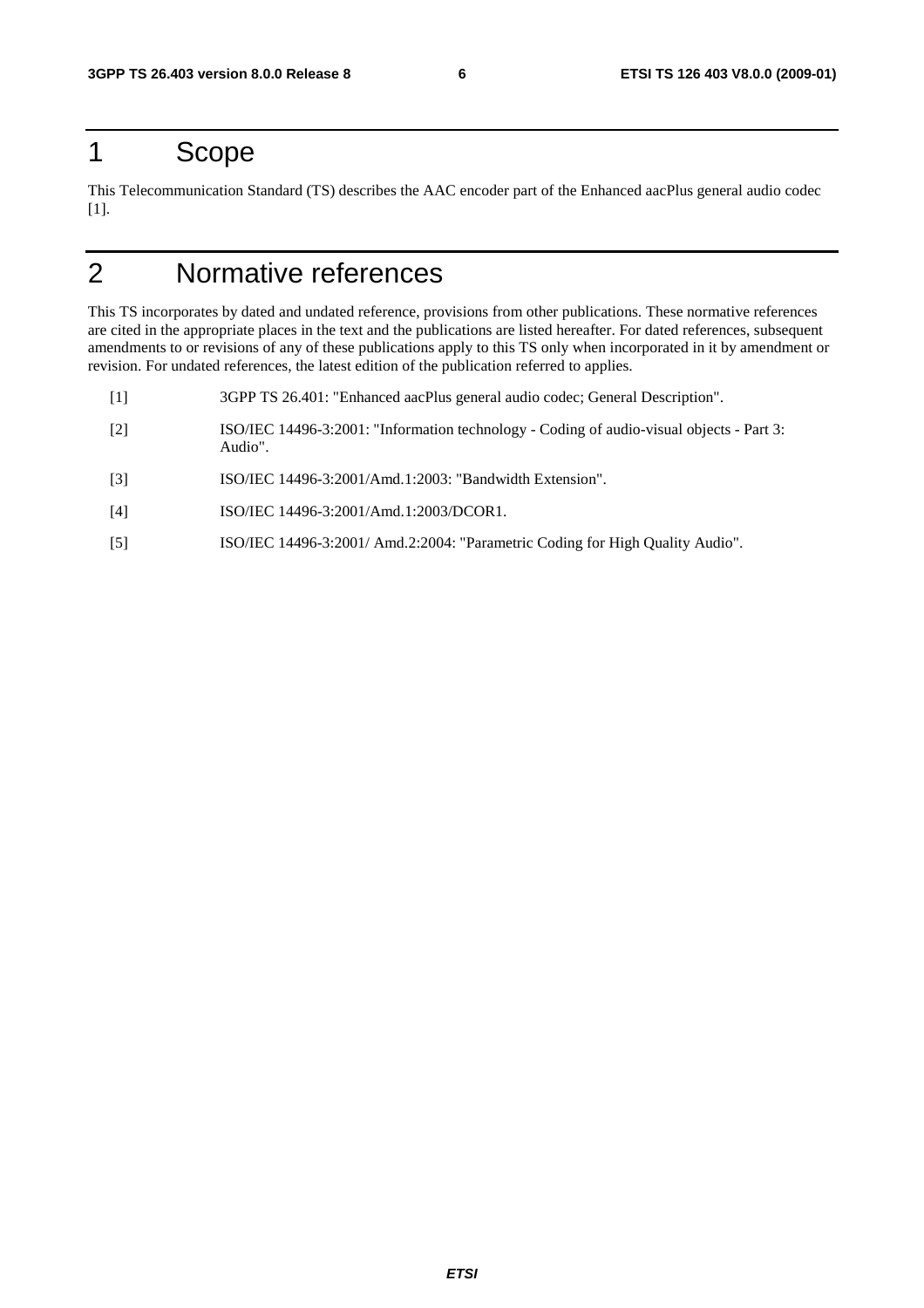# 1 Scope

This Telecommunication Standard (TS) describes the AAC encoder part of the Enhanced aacPlus general audio codec [1].

# 2 Normative references

This TS incorporates by dated and undated reference, provisions from other publications. These normative references are cited in the appropriate places in the text and the publications are listed hereafter. For dated references, subsequent amendments to or revisions of any of these publications apply to this TS only when incorporated in it by amendment or revision. For undated references, the latest edition of the publication referred to applies.

[1] 3GPP TS 26.401: "Enhanced aacPlus general audio codec; General Description".

[2] ISO/IEC 14496-3:2001: "Information technology - Coding of audio-visual objects - Part 3: Audio".

[3] ISO/IEC 14496-3:2001/Amd.1:2003: "Bandwidth Extension".

[4] ISO/IEC 14496-3:2001/Amd.1:2003/DCOR1.

[5] ISO/IEC 14496-3:2001/ Amd.2:2004: "Parametric Coding for High Quality Audio".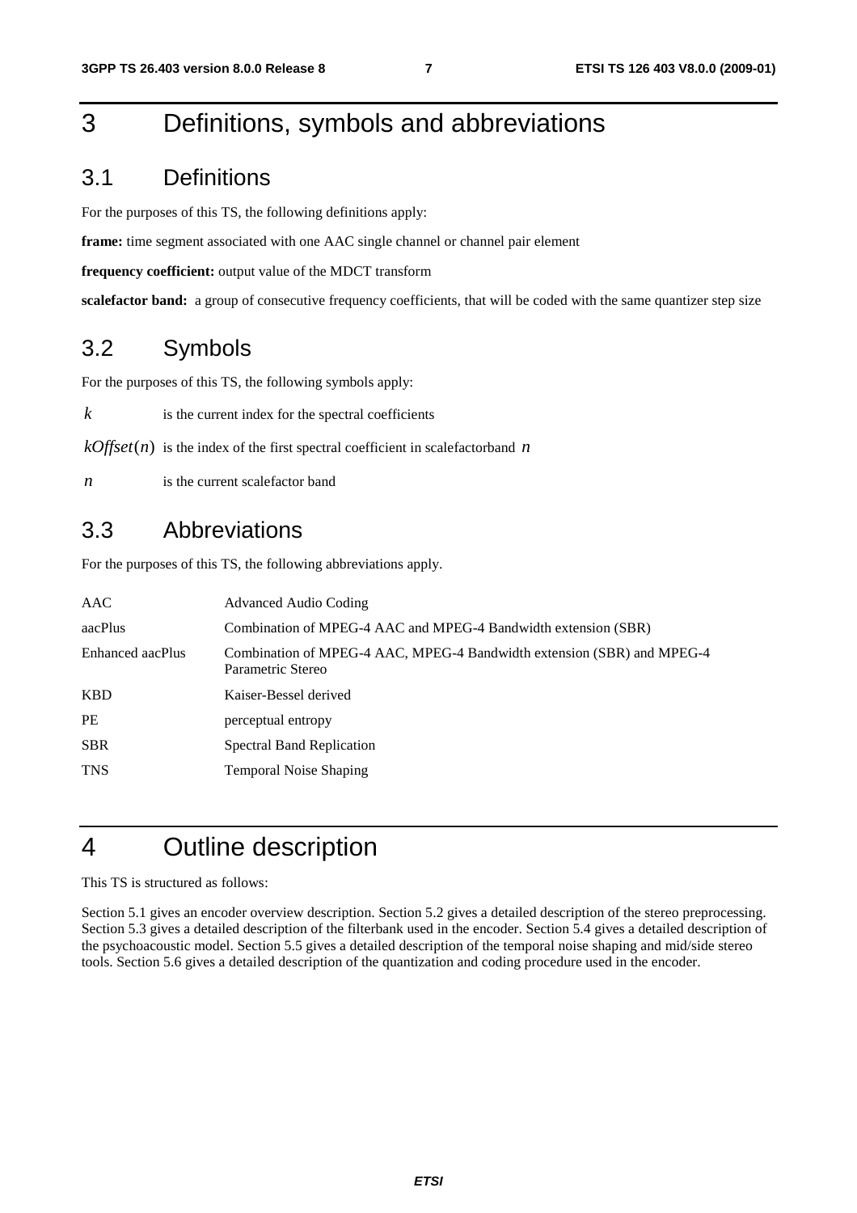# 3 Definitions, symbols and abbreviations

## 3.1 Definitions

For the purposes of this TS, the following definitions apply:

**frame:** time segment associated with one AAC single channel or channel pair element

**frequency coefficient:** output value of the MDCT transform

**scalefactor band:** a group of consecutive frequency coefficients, that will be coded with the same quantizer step size

## 3.2 Symbols

For the purposes of this TS, the following symbols apply:

$k$ is the current index for the spectral coefficients

$kOffset(n)$ is the index of the first spectral coefficient in scalefactorband $n$

$n$ is the current scalefactor band

## 3.3 Abbreviations

For the purposes of this TS, the following abbreviations apply.

| | |
|---|---|
| AAC | Advanced Audio Coding |
| aacPlus | Combination of MPEG-4 AAC and MPEG-4 Bandwidth extension (SBR) |
| Enhanced aacPlus | Combination of MPEG-4 AAC, MPEG-4 Bandwidth extension (SBR) and MPEG-4 Parametric Stereo |
| KBD | Kaiser-Bessel derived |
| PE | perceptual entropy |
| SBR | Spectral Band Replication |
| TNS | Temporal Noise Shaping |

# 4 Outline description

This TS is structured as follows:

Section 5.1 gives an encoder overview description. Section 5.2 gives a detailed description of the stereo preprocessing. Section 5.3 gives a detailed description of the filterbank used in the encoder. Section 5.4 gives a detailed description of the psychoacoustic model. Section 5.5 gives a detailed description of the temporal noise shaping and mid/side stereo tools. Section 5.6 gives a detailed description of the quantization and coding procedure used in the encoder.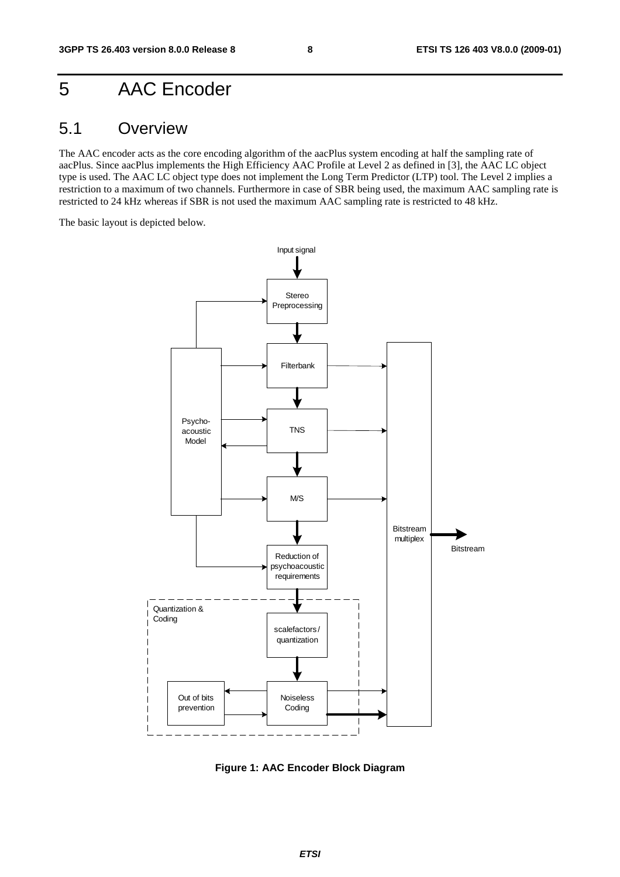# 5 AAC Encoder

## 5.1 Overview

The AAC encoder acts as the core encoding algorithm of the aacPlus system encoding at half the sampling rate of aacPlus. Since aacPlus implements the High Efficiency AAC Profile at Level 2 as defined in [3], the AAC LC object type is used. The AAC LC object type does not implement the Long Term Predictor (LTP) tool. The Level 2 implies a restriction to a maximum of two channels. Furthermore in case of SBR being used, the maximum AAC sampling rate is restricted to 24 kHz whereas if SBR is not used the maximum AAC sampling rate is restricted to 48 kHz.

The basic layout is depicted below.

**Figure 1: AAC Encoder Block Diagram**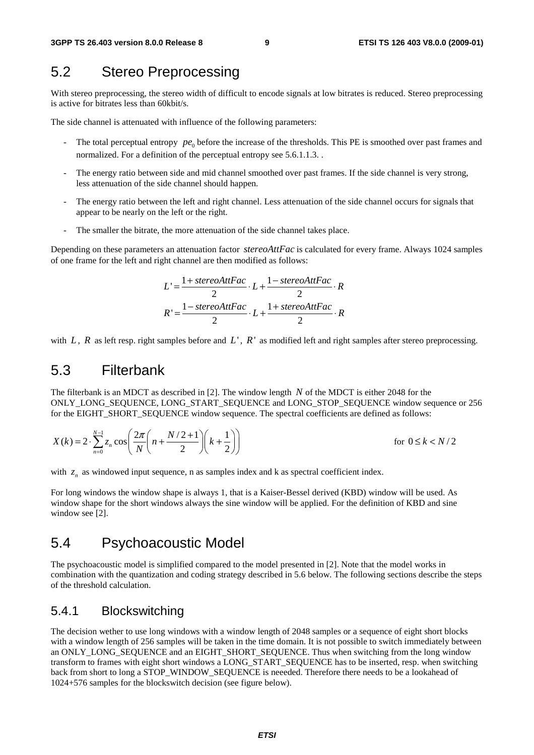## 5.2 Stereo Preprocessing

With stereo preprocessing, the stereo width of difficult to encode signals at low bitrates is reduced. Stereo preprocessing is active for bitrates less than 60kbit/s.

The side channel is attenuated with influence of the following parameters:

- The total perceptual entropy $pe_0$ before the increase of the thresholds. This PE is smoothed over past frames and normalized. For a definition of the perceptual entropy see 5.6.1.1.3. .
- The energy ratio between side and mid channel smoothed over past frames. If the side channel is very strong, less attenuation of the side channel should happen.
- The energy ratio between the left and right channel. Less attenuation of the side channel occurs for signals that appear to be nearly on the left or the right.
- The smaller the bitrate, the more attenuation of the side channel takes place.

Depending on these parameters an attenuation factor $stereoAttFac$ is calculated for every frame. Always 1024 samples of one frame for the left and right channel are then modified as follows:

$$L' = \frac{1 + stereoAttFac}{2} \cdot L + \frac{1 - stereoAttFac}{2} \cdot R$$

$$R' = \frac{1 - stereoAttFac}{2} \cdot L + \frac{1 + stereoAttFac}{2} \cdot R$$

with $L$, $R$ as left resp. right samples before and $L'$, $R'$ as modified left and right samples after stereo preprocessing.

## 5.3 Filterbank

The filterbank is an MDCT as described in [2]. The window length $N$ of the MDCT is either 2048 for the ONLY_LONG_SEQUENCE, LONG_START_SEQUENCE and LONG_STOP_SEQUENCE window sequence or 256 for the EIGHT_SHORT_SEQUENCE window sequence. The spectral coefficients are defined as follows:

$$X(k) = 2 \cdot \sum_{n=0}^{N-1} z_n \cos\left(\frac{2\pi}{N}\left(n + \frac{N/2+1}{2}\right)\left(k + \frac{1}{2}\right)\right) \qquad \text{for } 0 \le k < N/2$$

with $z_n$ as windowed input sequence, n as samples index and k as spectral coefficient index.

For long windows the window shape is always 1, that is a Kaiser-Bessel derived (KBD) window will be used. As window shape for the short windows always the sine window will be applied. For the definition of KBD and sine window see [2].

## 5.4 Psychoacoustic Model

The psychoacoustic model is simplified compared to the model presented in [2]. Note that the model works in combination with the quantization and coding strategy described in 5.6 below. The following sections describe the steps of the threshold calculation.

### 5.4.1 Blockswitching

The decision wether to use long windows with a window length of 2048 samples or a sequence of eight short blocks with a window length of 256 samples will be taken in the time domain. It is not possible to switch immediately between an ONLY_LONG_SEQUENCE and an EIGHT_SHORT_SEQUENCE. Thus when switching from the long window transform to frames with eight short windows a LONG_START_SEQUENCE has to be inserted, resp. when switching back from short to long a STOP_WINDOW_SEQUENCE is neeeded. Therefore there needs to be a lookahead of 1024+576 samples for the blockswitch decision (see figure below).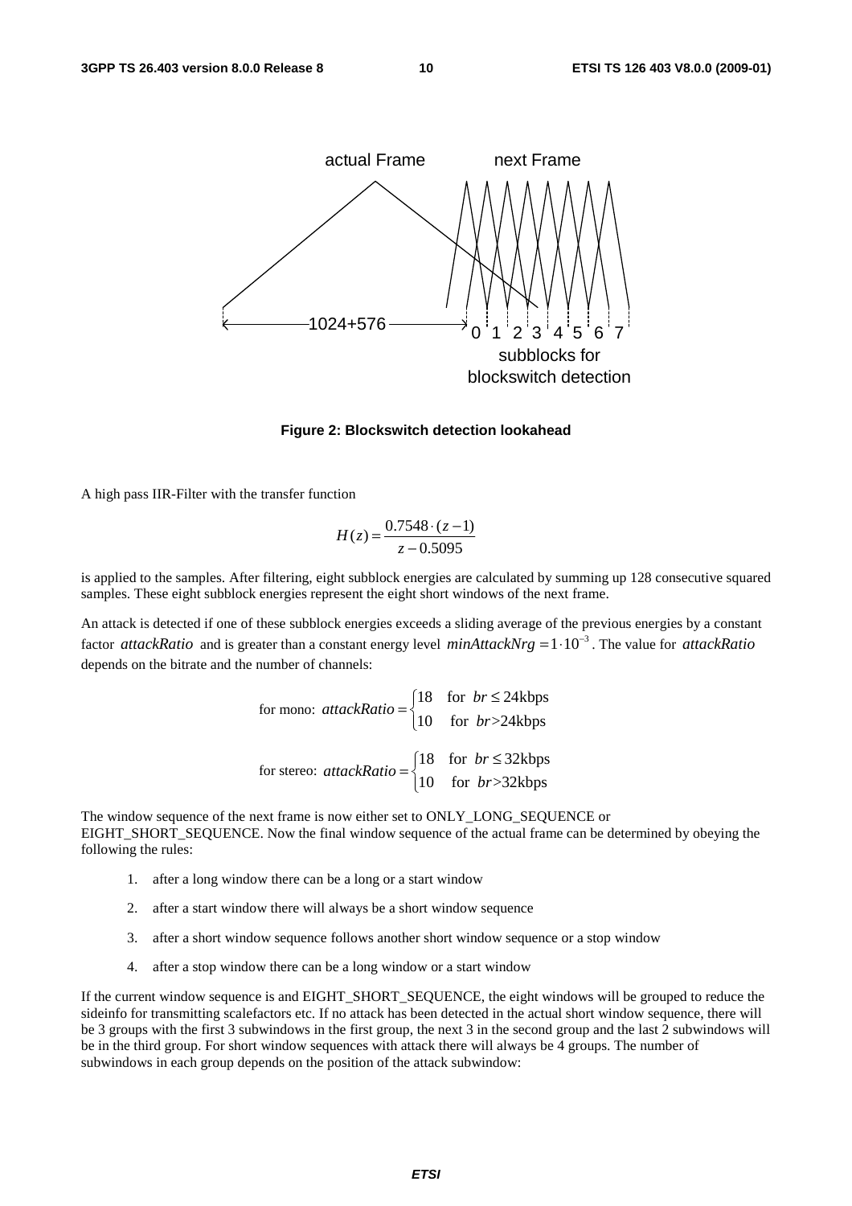Figure 2: Blockswitch detection lookahead

A high pass IIR-Filter with the transfer function

$$H(z) = \frac{0.7548 \cdot (z-1)}{z - 0.5095}$$

is applied to the samples. After filtering, eight subblock energies are calculated by summing up 128 consecutive squared samples. These eight subblock energies represent the eight short windows of the next frame.

An attack is detected if one of these subblock energies exceeds a sliding average of the previous energies by a constant factor $attackRatio$ and is greater than a constant energy level $minAttackNrg = 1 \cdot 10^{-3}$. The value for $attackRatio$ depends on the bitrate and the number of channels:

$$\text{for mono: } attackRatio = \begin{cases} 18 & \text{for } br \leq 24\text{kbps} \\ 10 & \text{for } br > 24\text{kbps} \end{cases}$$

$$\text{for stereo: } attackRatio = \begin{cases} 18 & \text{for } br \leq 32\text{kbps} \\ 10 & \text{for } br > 32\text{kbps} \end{cases}$$

The window sequence of the next frame is now either set to ONLY_LONG_SEQUENCE or EIGHT_SHORT_SEQUENCE. Now the final window sequence of the actual frame can be determined by obeying the following the rules:

1. after a long window there can be a long or a start window
2. after a start window there will always be a short window sequence
3. after a short window sequence follows another short window sequence or a stop window
4. after a stop window there can be a long window or a start window

If the current window sequence is and EIGHT_SHORT_SEQUENCE, the eight windows will be grouped to reduce the sideinfo for transmitting scalefactors etc. If no attack has been detected in the actual short window sequence, there will be 3 groups with the first 3 subwindows in the first group, the next 3 in the second group and the last 2 subwindows will be in the third group. For short window sequences with attack there will always be 4 groups. The number of subwindows in each group depends on the position of the attack subwindow: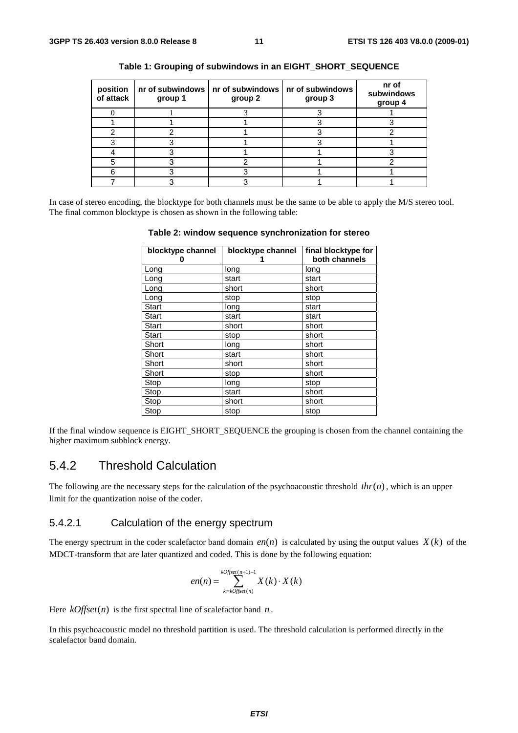**Table 1: Grouping of subwindows in an EIGHT_SHORT_SEQUENCE**

| position of attack | nr of subwindows group 1 | nr of subwindows group 2 | nr of subwindows group 3 | nr of subwindows group 4 |
|---|---|---|---|---|
| 0 | 1 | 3 | 3 | 1 |
| 1 | 1 | 1 | 3 | 3 |
| 2 | 2 | 1 | 3 | 2 |
| 3 | 3 | 1 | 3 | 1 |
| 4 | 3 | 1 | 1 | 3 |
| 5 | 3 | 2 | 1 | 2 |
| 6 | 3 | 3 | 1 | 1 |
| 7 | 3 | 3 | 1 | 1 |

In case of stereo encoding, the blocktype for both channels must be the same to be able to apply the M/S stereo tool. The final common blocktype is chosen as shown in the following table:

**Table 2: window sequence synchronization for stereo**

| blocktype channel 0 | blocktype channel 1 | final blocktype for both channels |
|---|---|---|
| Long | long | long |
| Long | start | start |
| Long | short | short |
| Long | stop | stop |
| Start | long | start |
| Start | start | start |
| Start | short | short |
| Start | stop | short |
| Short | long | short |
| Short | start | short |
| Short | short | short |
| Short | stop | short |
| Stop | long | stop |
| Stop | start | short |
| Stop | short | short |
| Stop | stop | stop |

If the final window sequence is EIGHT_SHORT_SEQUENCE the grouping is chosen from the channel containing the higher maximum subblock energy.

## 5.4.2 Threshold Calculation

The following are the necessary steps for the calculation of the psychoacoustic threshold $thr(n)$, which is an upper limit for the quantization noise of the coder.

### 5.4.2.1 Calculation of the energy spectrum

The energy spectrum in the coder scalefactor band domain $en(n)$ is calculated by using the output values $X(k)$ of the MDCT-transform that are later quantized and coded. This is done by the following equation:

$$en(n) = \sum_{k=kOffset(n)}^{kOffset(n+1)-1} X(k) \cdot X(k)$$

Here $kOffset(n)$ is the first spectral line of scalefactor band $n$.

In this psychoacoustic model no threshold partition is used. The threshold calculation is performed directly in the scalefactor band domain.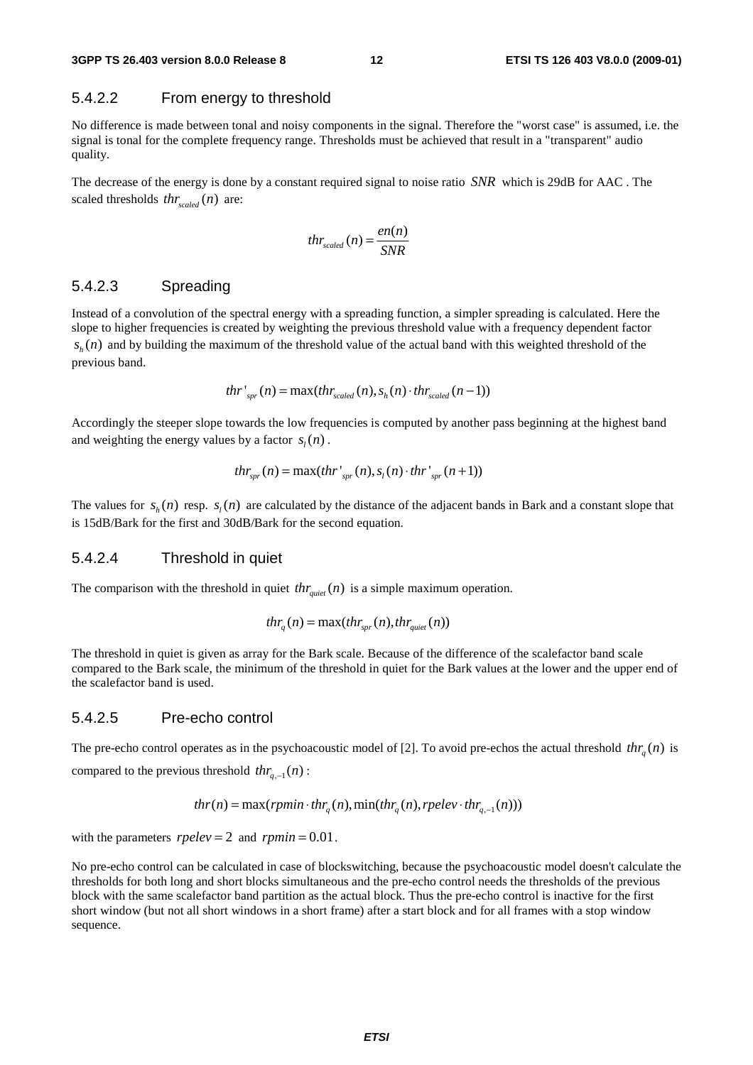### 5.4.2.2 From energy to threshold

No difference is made between tonal and noisy components in the signal. Therefore the "worst case" is assumed, i.e. the signal is tonal for the complete frequency range. Thresholds must be achieved that result in a "transparent" audio quality.

The decrease of the energy is done by a constant required signal to noise ratio $SNR$ which is 29dB for AAC . The scaled thresholds $thr_{scaled}(n)$ are:

$$thr_{scaled}(n) = \frac{en(n)}{SNR}$$

### 5.4.2.3 Spreading

Instead of a convolution of the spectral energy with a spreading function, a simpler spreading is calculated. Here the slope to higher frequencies is created by weighting the previous threshold value with a frequency dependent factor $s_h(n)$ and by building the maximum of the threshold value of the actual band with this weighted threshold of the previous band.

$$thr'_{spr}(n) = \max(thr_{scaled}(n), s_h(n) \cdot thr_{scaled}(n-1))$$

Accordingly the steeper slope towards the low frequencies is computed by another pass beginning at the highest band and weighting the energy values by a factor $s_l(n)$.

$$thr_{spr}(n) = \max(thr'_{spr}(n), s_l(n) \cdot thr'_{spr}(n+1))$$

The values for $s_h(n)$ resp. $s_l(n)$ are calculated by the distance of the adjacent bands in Bark and a constant slope that is 15dB/Bark for the first and 30dB/Bark for the second equation.

### 5.4.2.4 Threshold in quiet

The comparison with the threshold in quiet $thr_{quiet}(n)$ is a simple maximum operation.

$$thr_q(n) = \max(thr_{spr}(n), thr_{quiet}(n))$$

The threshold in quiet is given as array for the Bark scale. Because of the difference of the scalefactor band scale compared to the Bark scale, the minimum of the threshold in quiet for the Bark values at the lower and the upper end of the scalefactor band is used.

### 5.4.2.5 Pre-echo control

The pre-echo control operates as in the psychoacoustic model of [2]. To avoid pre-echos the actual threshold $thr_q(n)$ is compared to the previous threshold $thr_{q,-1}(n)$:

$$thr(n) = \max(rpmin \cdot thr_q(n), \min(thr_q(n), rpelev \cdot thr_{q,-1}(n)))$$

with the parameters $rpelev = 2$ and $rpmin = 0.01$.

No pre-echo control can be calculated in case of blockswitching, because the psychoacoustic model doesn't calculate the thresholds for both long and short blocks simultaneous and the pre-echo control needs the thresholds of the previous block with the same scalefactor band partition as the actual block. Thus the pre-echo control is inactive for the first short window (but not all short windows in a short frame) after a start block and for all frames with a stop window sequence.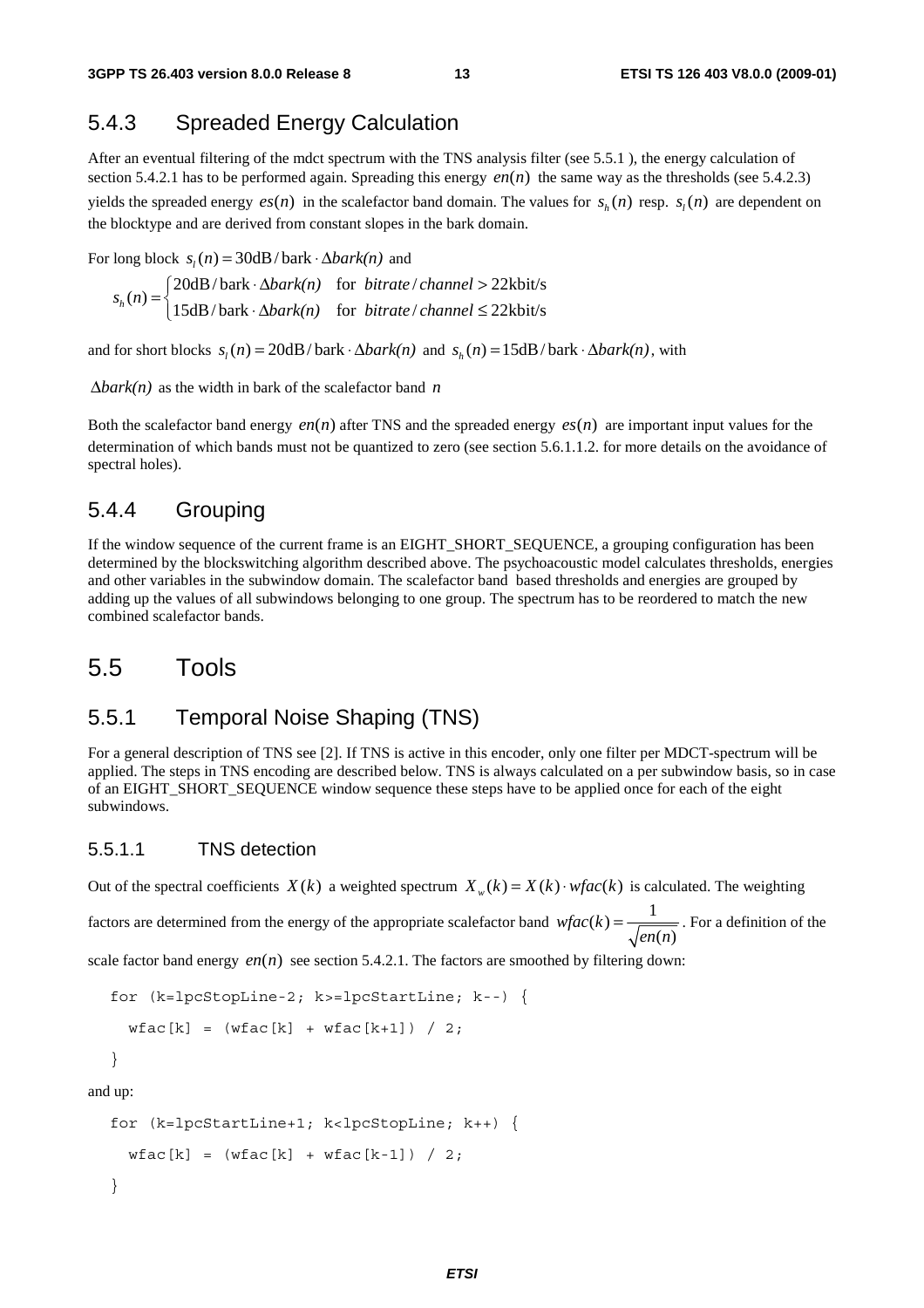### 5.4.3 Spreaded Energy Calculation

After an eventual filtering of the mdct spectrum with the TNS analysis filter (see 5.5.1 ), the energy calculation of section 5.4.2.1 has to be performed again. Spreading this energy $en(n)$ the same way as the thresholds (see 5.4.2.3) yields the spreaded energy $es(n)$ in the scalefactor band domain. The values for $s_h(n)$ resp. $s_l(n)$ are dependent on the blocktype and are derived from constant slopes in the bark domain.

For long block $s_l(n) = 30\text{dB}/\text{bark} \cdot \Delta bark(n)$ and

$$s_h(n) = \begin{cases} 20\text{dB}/\text{bark} \cdot \Delta bark(n) & \text{for } bitrate/channel > 22\text{kbit/s} \\ 15\text{dB}/\text{bark} \cdot \Delta bark(n) & \text{for } bitrate/channel \le 22\text{kbit/s} \end{cases}$$

and for short blocks $s_l(n) = 20\text{dB}/\text{bark} \cdot \Delta bark(n)$ and $s_h(n) = 15\text{dB}/\text{bark} \cdot \Delta bark(n)$, with

$\Delta bark(n)$ as the width in bark of the scalefactor band $n$

Both the scalefactor band energy $en(n)$ after TNS and the spreaded energy $es(n)$ are important input values for the determination of which bands must not be quantized to zero (see section 5.6.1.1.2. for more details on the avoidance of spectral holes).

### 5.4.4 Grouping

If the window sequence of the current frame is an EIGHT_SHORT_SEQUENCE, a grouping configuration has been determined by the blockswitching algorithm described above. The psychoacoustic model calculates thresholds, energies and other variables in the subwindow domain. The scalefactor band based thresholds and energies are grouped by adding up the values of all subwindows belonging to one group. The spectrum has to be reordered to match the new combined scalefactor bands.

## 5.5 Tools

### 5.5.1 Temporal Noise Shaping (TNS)

For a general description of TNS see [2]. If TNS is active in this encoder, only one filter per MDCT-spectrum will be applied. The steps in TNS encoding are described below. TNS is always calculated on a per subwindow basis, so in case of an EIGHT_SHORT_SEQUENCE window sequence these steps have to be applied once for each of the eight subwindows.

#### 5.5.1.1 TNS detection

Out of the spectral coefficients $X(k)$ a weighted spectrum $X_w(k) = X(k) \cdot wfac(k)$ is calculated. The weighting factors are determined from the energy of the appropriate scalefactor band $wfac(k) = \frac{1}{\sqrt{en(n)}}$. For a definition of the scale factor band energy $en(n)$ see section 5.4.2.1. The factors are smoothed by filtering down:

```
for (k=lpcStopLine-2; k>=lpcStartLine; k--) {
  wfac[k] = (wfac[k] + wfac[k+1]) / 2;
}
```

and up:

```
for (k=lpcStartLine+1; k<lpcStopLine; k++) {
  wfac[k] = (wfac[k] + wfac[k-1]) / 2;
}
```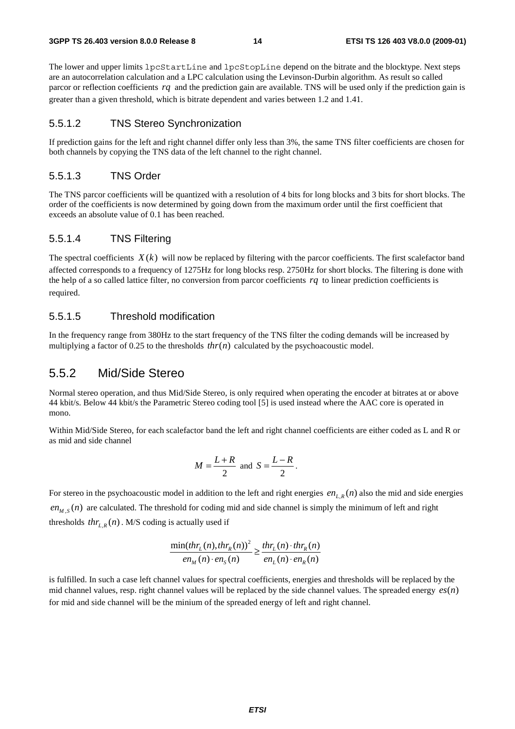The lower and upper limits `lpcStartLine` and `lpcStopLine` depend on the bitrate and the blocktype. Next steps are an autocorrelation calculation and a LPC calculation using the Levinson-Durbin algorithm. As result so called parcor or reflection coefficients $rq$ and the prediction gain are available. TNS will be used only if the prediction gain is greater than a given threshold, which is bitrate dependent and varies between 1.2 and 1.41.

### 5.5.1.2 TNS Stereo Synchronization

If prediction gains for the left and right channel differ only less than 3%, the same TNS filter coefficients are chosen for both channels by copying the TNS data of the left channel to the right channel.

### 5.5.1.3 TNS Order

The TNS parcor coefficients will be quantized with a resolution of 4 bits for long blocks and 3 bits for short blocks. The order of the coefficients is now determined by going down from the maximum order until the first coefficient that exceeds an absolute value of 0.1 has been reached.

### 5.5.1.4 TNS Filtering

The spectral coefficients $X(k)$ will now be replaced by filtering with the parcor coefficients. The first scalefactor band affected corresponds to a frequency of 1275Hz for long blocks resp. 2750Hz for short blocks. The filtering is done with the help of a so called lattice filter, no conversion from parcor coefficients $rq$ to linear prediction coefficients is required.

### 5.5.1.5 Threshold modification

In the frequency range from 380Hz to the start frequency of the TNS filter the coding demands will be increased by multiplying a factor of 0.25 to the thresholds $thr(n)$ calculated by the psychoacoustic model.

## 5.5.2 Mid/Side Stereo

Normal stereo operation, and thus Mid/Side Stereo, is only required when operating the encoder at bitrates at or above 44 kbit/s. Below 44 kbit/s the Parametric Stereo coding tool [5] is used instead where the AAC core is operated in mono.

Within Mid/Side Stereo, for each scalefactor band the left and right channel coefficients are either coded as L and R or as mid and side channel

$$M = \frac{L+R}{2} \text{ and } S = \frac{L-R}{2}.$$

For stereo in the psychoacoustic model in addition to the left and right energies $en_{L,R}(n)$ also the mid and side energies $en_{M,S}(n)$ are calculated. The threshold for coding mid and side channel is simply the minimum of left and right thresholds $thr_{L,R}(n)$. M/S coding is actually used if

$$\frac{\min(thr_L(n), thr_R(n))^2}{en_M(n) \cdot en_S(n)} \geq \frac{thr_L(n) \cdot thr_R(n)}{en_L(n) \cdot en_R(n)}$$

is fulfilled. In such a case left channel values for spectral coefficients, energies and thresholds will be replaced by the mid channel values, resp. right channel values will be replaced by the side channel values. The spreaded energy $es(n)$ for mid and side channel will be the minium of the spreaded energy of left and right channel.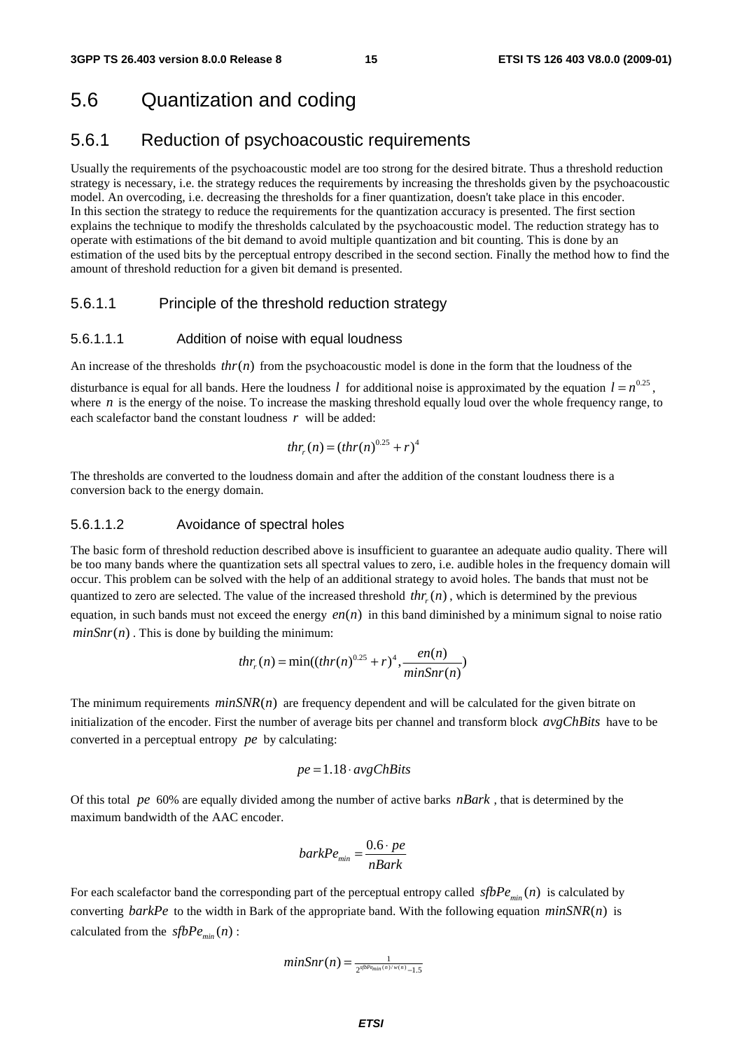# 5.6 Quantization and coding

## 5.6.1 Reduction of psychoacoustic requirements

Usually the requirements of the psychoacoustic model are too strong for the desired bitrate. Thus a threshold reduction strategy is necessary, i.e. the strategy reduces the requirements by increasing the thresholds given by the psychoacoustic model. An overcoding, i.e. decreasing the thresholds for a finer quantization, doesn't take place in this encoder. In this section the strategy to reduce the requirements for the quantization accuracy is presented. The first section explains the technique to modify the thresholds calculated by the psychoacoustic model. The reduction strategy has to operate with estimations of the bit demand to avoid multiple quantization and bit counting. This is done by an estimation of the used bits by the perceptual entropy described in the second section. Finally the method how to find the amount of threshold reduction for a given bit demand is presented.

### 5.6.1.1 Principle of the threshold reduction strategy

#### 5.6.1.1.1 Addition of noise with equal loudness

An increase of the thresholds $thr(n)$ from the psychoacoustic model is done in the form that the loudness of the disturbance is equal for all bands. Here the loudness $l$ for additional noise is approximated by the equation $l = n^{0.25}$, where $n$ is the energy of the noise. To increase the masking threshold equally loud over the whole frequency range, to each scalefactor band the constant loudness $r$ will be added:

$$thr_r(n) = (thr(n)^{0.25} + r)^4$$

The thresholds are converted to the loudness domain and after the addition of the constant loudness there is a conversion back to the energy domain.

#### 5.6.1.1.2 Avoidance of spectral holes

The basic form of threshold reduction described above is insufficient to guarantee an adequate audio quality. There will be too many bands where the quantization sets all spectral values to zero, i.e. audible holes in the frequency domain will occur. This problem can be solved with the help of an additional strategy to avoid holes. The bands that must not be quantized to zero are selected. The value of the increased threshold $thr_r(n)$, which is determined by the previous equation, in such bands must not exceed the energy $en(n)$ in this band diminished by a minimum signal to noise ratio $minSnr(n)$. This is done by building the minimum:

$$thr_r(n) = \min((thr(n)^{0.25} + r)^4, \frac{en(n)}{minSnr(n)})$$

The minimum requirements $minSNR(n)$ are frequency dependent and will be calculated for the given bitrate on initialization of the encoder. First the number of average bits per channel and transform block $avgChBits$ have to be converted in a perceptual entropy $pe$ by calculating:

$$pe = 1.18 \cdot avgChBits$$

Of this total $pe$ 60% are equally divided among the number of active barks $nBark$, that is determined by the maximum bandwidth of the AAC encoder.

$$barkPe_{min} = \frac{0.6 \cdot pe}{nBark}$$

For each scalefactor band the corresponding part of the perceptual entropy called $sfbPe_{min}(n)$ is calculated by converting $barkPe$ to the width in Bark of the appropriate band. With the following equation $minSNR(n)$ is calculated from the $sfbPe_{min}(n)$:

$$minSnr(n) = \frac{1}{2^{sfbPe_{min}(n)/w(n)} - 1.5}$$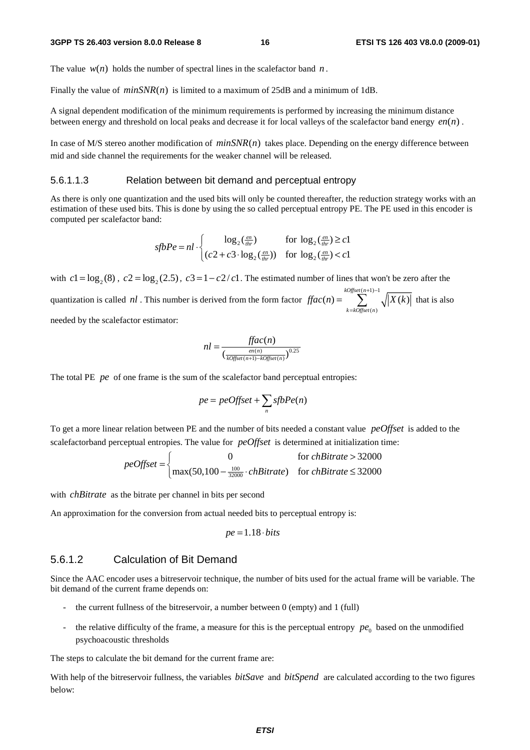The value $w(n)$ holds the number of spectral lines in the scalefactor band $n$.

Finally the value of $minSNR(n)$ is limited to a maximum of 25dB and a minimum of 1dB.

A signal dependent modification of the minimum requirements is performed by increasing the minimum distance between energy and threshold on local peaks and decrease it for local valleys of the scalefactor band energy $en(n)$.

In case of M/S stereo another modification of $minSNR(n)$ takes place. Depending on the energy difference between mid and side channel the requirements for the weaker channel will be released.

#### 5.6.1.1.3 Relation between bit demand and perceptual entropy

As there is only one quantization and the used bits will only be counted thereafter, the reduction strategy works with an estimation of these used bits. This is done by using the so called perceptual entropy PE. The PE used in this encoder is computed per scalefactor band:

$$sfbPe = nl \cdot \begin{cases} \log_2(\frac{en}{thr}) & \text{for } \log_2(\frac{en}{thr}) \geq c1 \\ (c2 + c3 \cdot \log_2(\frac{en}{thr})) & \text{for } \log_2(\frac{en}{thr}) < c1 \end{cases}$$

with $c1 = \log_2(8)$, $c2 = \log_2(2.5)$, $c3 = 1 - c2/c1$. The estimated number of lines that won't be zero after the quantization is called $nl$. This number is derived from the form factor $ffac(n) = \sum_{k=kOffset(n)}^{kOffset(n+1)-1} \sqrt{|X(k)|}$ that is also needed by the scalefactor estimator:

$$nl = \frac{ffac(n)}{(\frac{en(n)}{kOffset(n+1) - kOffset(n)})^{0.25}}$$

The total PE $pe$ of one frame is the sum of the scalefactor band perceptual entropies:

$$pe = peOffset + \sum_n sfbPe(n)$$

To get a more linear relation between PE and the number of bits needed a constant value $peOffset$ is added to the scalefactorband perceptual entropies. The value for $peOffset$ is determined at initialization time:

$$peOffset = \begin{cases} 0 & \text{for } chBitrate > 32000 \\ \max(50, 100 - \frac{100}{32000} \cdot chBitrate) & \text{for } chBitrate \leq 32000 \end{cases}$$

with $chBitrate$ as the bitrate per channel in bits per second

An approximation for the conversion from actual needed bits to perceptual entropy is:

$$pe = 1.18 \cdot bits$$

### 5.6.1.2 Calculation of Bit Demand

Since the AAC encoder uses a bitreservoir technique, the number of bits used for the actual frame will be variable. The bit demand of the current frame depends on:

- the current fullness of the bitreservoir, a number between 0 (empty) and 1 (full)
- the relative difficulty of the frame, a measure for this is the perceptual entropy $pe_0$ based on the unmodified psychoacoustic thresholds

The steps to calculate the bit demand for the current frame are:

With help of the bitreservoir fullness, the variables $bitSave$ and $bitSpend$ are calculated according to the two figures below: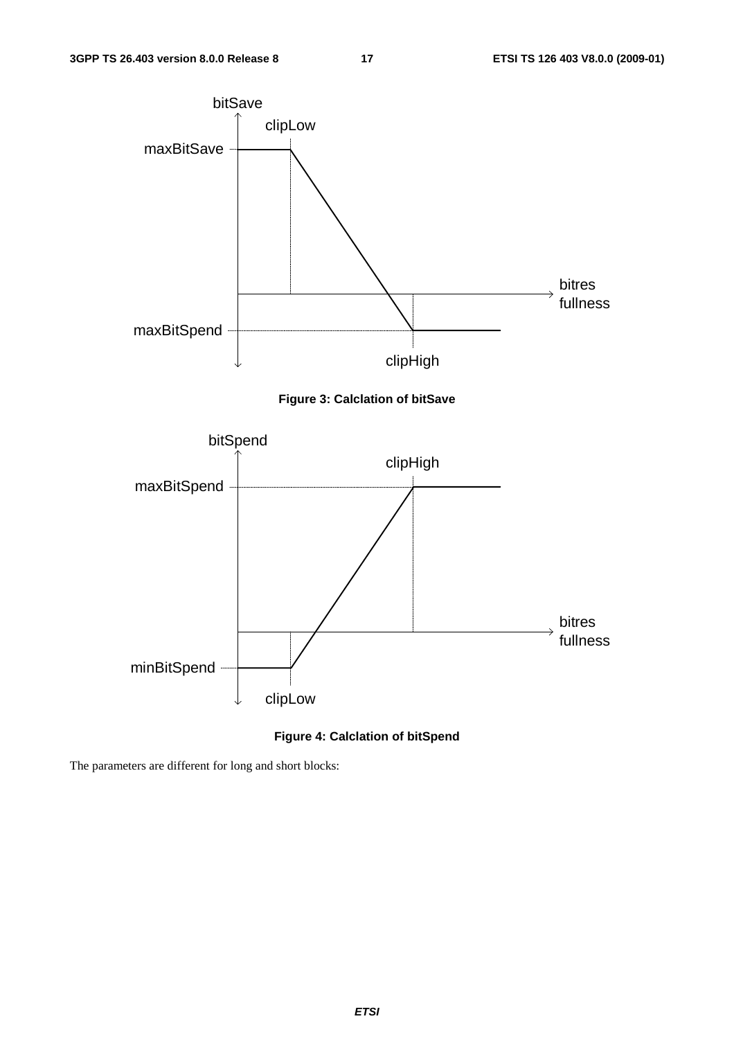**Figure 3: Calclation of bitSave**

**Figure 4: Calclation of bitSpend**

The parameters are different for long and short blocks: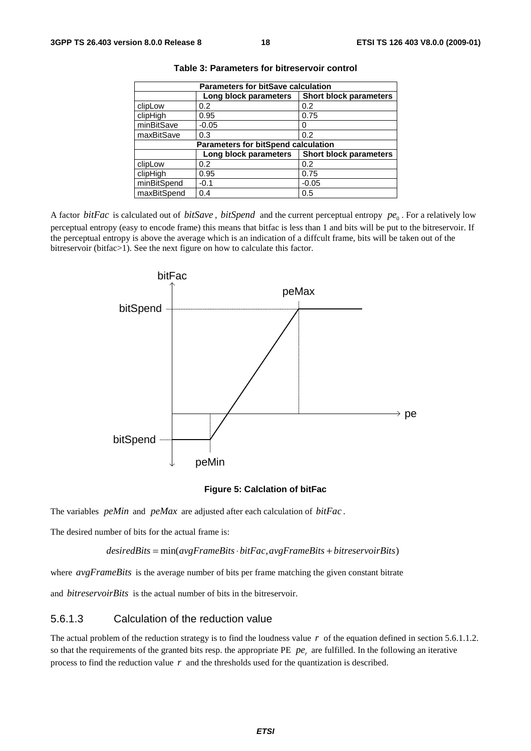**Table 3: Parameters for bitreservoir control**

| Parameters for bitSave calculation | | |
|---|---|---|
| | **Long block parameters** | **Short block parameters** |
| clipLow | 0.2 | 0.2 |
| clipHigh | 0.95 | 0.75 |
| minBitSave | -0.05 | 0 |
| maxBitSave | 0.3 | 0.2 |
| **Parameters for bitSpend calculation** | | |
| | **Long block parameters** | **Short block parameters** |
| clipLow | 0.2 | 0.2 |
| clipHigh | 0.95 | 0.75 |
| minBitSpend | -0.1 | -0.05 |
| maxBitSpend | 0.4 | 0.5 |

A factor $bitFac$ is calculated out of $bitSave$, $bitSpend$ and the current perceptual entropy $pe_0$. For a relatively low perceptual entropy (easy to encode frame) this means that bitfac is less than 1 and bits will be put to the bitreservoir. If the perceptual entropy is above the average which is an indication of a diffcult frame, bits will be taken out of the bitreservoir (bitfac>1). See the next figure on how to calculate this factor.

**Figure 5: Calclation of bitFac**

The variables $peMin$ and $peMax$ are adjusted after each calculation of $bitFac$.

The desired number of bits for the actual frame is:

$$desiredBits = \min(avgFrameBits \cdot bitFac, avgFrameBits + bitreservoirBits)$$

where $avgFrameBits$ is the average number of bits per frame matching the given constant bitrate

and $bitreservoirBits$ is the actual number of bits in the bitreservoir.

### 5.6.1.3 Calculation of the reduction value

The actual problem of the reduction strategy is to find the loudness value $r$ of the equation defined in section 5.6.1.1.2. so that the requirements of the granted bits resp. the appropriate PE $pe_r$ are fulfilled. In the following an iterative process to find the reduction value $r$ and the thresholds used for the quantization is described.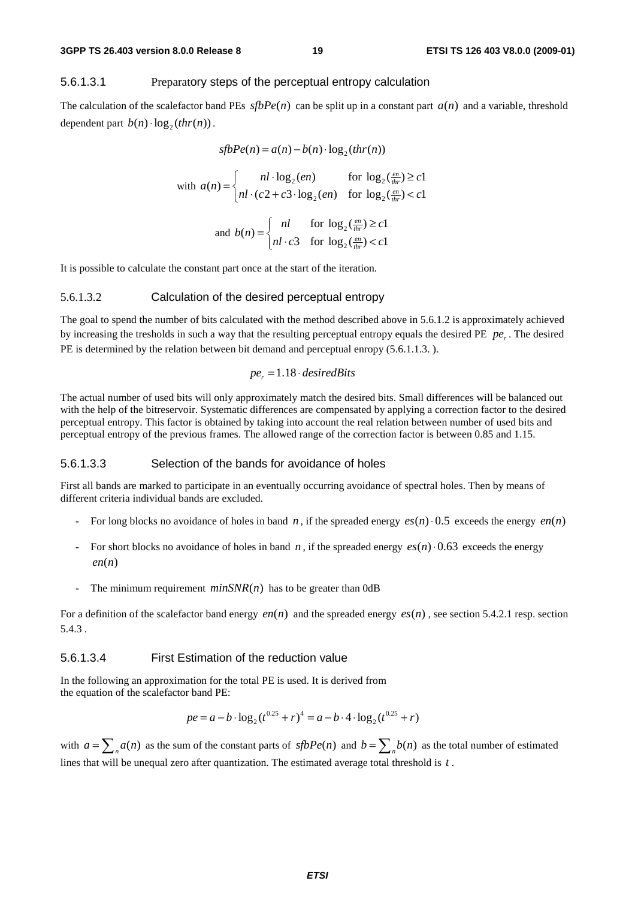#### 5.6.1.3.1 Preparatory steps of the perceptual entropy calculation

The calculation of the scalefactor band PEs $sfbPe(n)$ can be split up in a constant part $a(n)$ and a variable, threshold dependent part $b(n) \cdot \log_2(thr(n))$.

$$sfbPe(n) = a(n) - b(n) \cdot \log_2(thr(n))$$

$$\text{with } a(n) = \begin{cases} nl \cdot \log_2(en) & \text{for } \log_2(\frac{en}{thr}) \geq c1 \\ nl \cdot (c2 + c3 \cdot \log_2(en)) & \text{for } \log_2(\frac{en}{thr}) < c1 \end{cases}$$

$$\text{and } b(n) = \begin{cases} nl & \text{for } \log_2(\frac{en}{thr}) \geq c1 \\ nl \cdot c3 & \text{for } \log_2(\frac{en}{thr}) < c1 \end{cases}$$

It is possible to calculate the constant part once at the start of the iteration.

#### 5.6.1.3.2 Calculation of the desired perceptual entropy

The goal to spend the number of bits calculated with the method described above in 5.6.1.2 is approximately achieved by increasing the tresholds in such a way that the resulting perceptual entropy equals the desired PE $pe_r$. The desired PE is determined by the relation between bit demand and perceptual enropy (5.6.1.1.3. ).

$$pe_r = 1.18 \cdot desiredBits$$

The actual number of used bits will only approximately match the desired bits. Small differences will be balanced out with the help of the bitreservoir. Systematic differences are compensated by applying a correction factor to the desired perceptual entropy. This factor is obtained by taking into account the real relation between number of used bits and perceptual entropy of the previous frames. The allowed range of the correction factor is between 0.85 and 1.15.

#### 5.6.1.3.3 Selection of the bands for avoidance of holes

First all bands are marked to participate in an eventually occurring avoidance of spectral holes. Then by means of different criteria individual bands are excluded.

- For long blocks no avoidance of holes in band $n$, if the spreaded energy $es(n) \cdot 0.5$ exceeds the energy $en(n)$
- For short blocks no avoidance of holes in band $n$, if the spreaded energy $es(n) \cdot 0.63$ exceeds the energy $en(n)$
- The minimum requirement $minSNR(n)$ has to be greater than 0dB

For a definition of the scalefactor band energy $en(n)$ and the spreaded energy $es(n)$, see section 5.4.2.1 resp. section 5.4.3 .

#### 5.6.1.3.4 First Estimation of the reduction value

In the following an approximation for the total PE is used. It is derived from the equation of the scalefactor band PE:

$$pe = a - b \cdot \log_2(t^{0.25} + r)^4 = a - b \cdot 4 \cdot \log_2(t^{0.25} + r)$$

with $a = \sum_n a(n)$ as the sum of the constant parts of $sfbPe(n)$ and $b = \sum_n b(n)$ as the total number of estimated lines that will be unequal zero after quantization. The estimated average total threshold is $t$.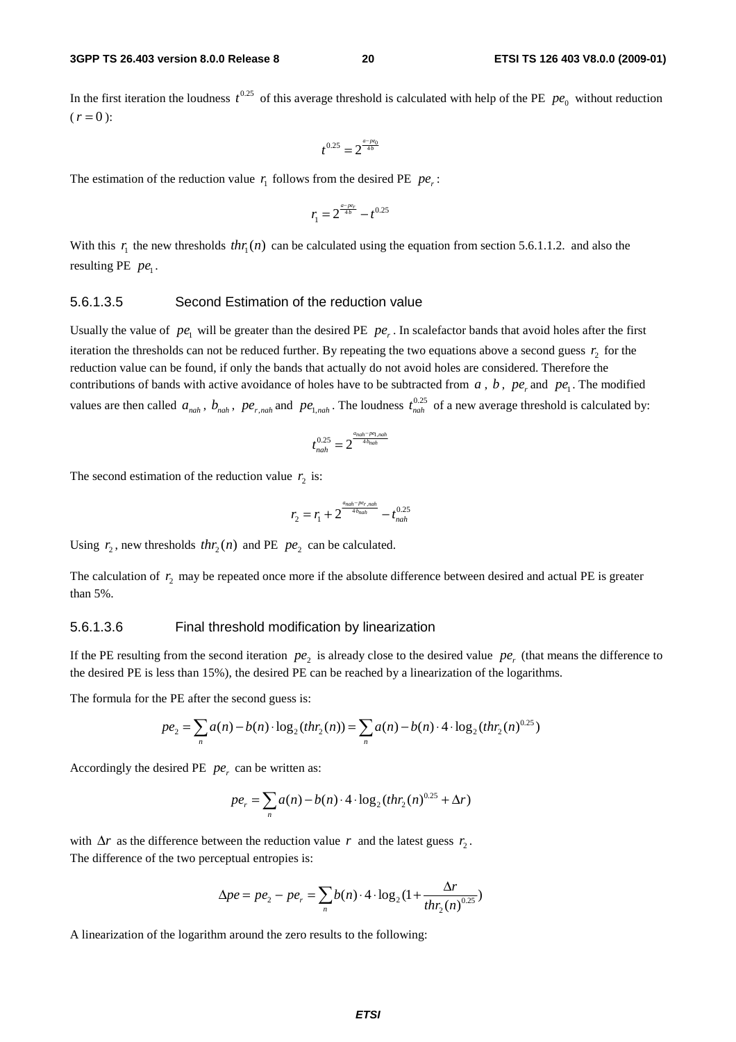In the first iteration the loudness $t^{0.25}$ of this average threshold is calculated with help of the PE $pe_0$ without reduction ($r = 0$):

$$t^{0.25} = 2^{\frac{a - pe_0}{4b}}$$

The estimation of the reduction value $r_1$ follows from the desired PE $pe_r$:

$$r_1 = 2^{\frac{a - pe_r}{4b}} - t^{0.25}$$

With this $r_1$ the new thresholds $thr_1(n)$ can be calculated using the equation from section 5.6.1.1.2. and also the resulting PE $pe_1$.

### 5.6.1.3.5 Second Estimation of the reduction value

Usually the value of $pe_1$ will be greater than the desired PE $pe_r$. In scalefactor bands that avoid holes after the first iteration the thresholds can not be reduced further. By repeating the two equations above a second guess $r_2$ for the reduction value can be found, if only the bands that actually do not avoid holes are considered. Therefore the contributions of bands with active avoidance of holes have to be subtracted from $a$, $b$, $pe_r$ and $pe_1$. The modified values are then called $a_{nah}$, $b_{nah}$, $pe_{r,nah}$ and $pe_{1,nah}$. The loudness $t_{nah}^{0.25}$ of a new average threshold is calculated by:

$$t_{nah}^{0.25} = 2^{\frac{a_{nah} - pe_{1,nah}}{4b_{nah}}}$$

The second estimation of the reduction value $r_2$ is:

$$r_2 = r_1 + 2^{\frac{a_{nah} - pe_{r,nah}}{4b_{nah}}} - t_{nah}^{0.25}$$

Using $r_2$, new thresholds $thr_2(n)$ and PE $pe_2$ can be calculated.

The calculation of $r_2$ may be repeated once more if the absolute difference between desired and actual PE is greater than 5%.

### 5.6.1.3.6 Final threshold modification by linearization

If the PE resulting from the second iteration $pe_2$ is already close to the desired value $pe_r$ (that means the difference to the desired PE is less than 15%), the desired PE can be reached by a linearization of the logarithms.

The formula for the PE after the second guess is:

$$pe_2 = \sum_n a(n) - b(n) \cdot \log_2(thr_2(n)) = \sum_n a(n) - b(n) \cdot 4 \cdot \log_2(thr_2(n)^{0.25})$$

Accordingly the desired PE $pe_r$ can be written as:

$$pe_r = \sum_n a(n) - b(n) \cdot 4 \cdot \log_2(thr_2(n)^{0.25} + \Delta r)$$

with $\Delta r$ as the difference between the reduction value $r$ and the latest guess $r_2$.
The difference of the two perceptual entropies is:

$$\Delta pe = pe_2 - pe_r = \sum_n b(n) \cdot 4 \cdot \log_2(1 + \frac{\Delta r}{thr_2(n)^{0.25}})$$

A linearization of the logarithm around the zero results to the following: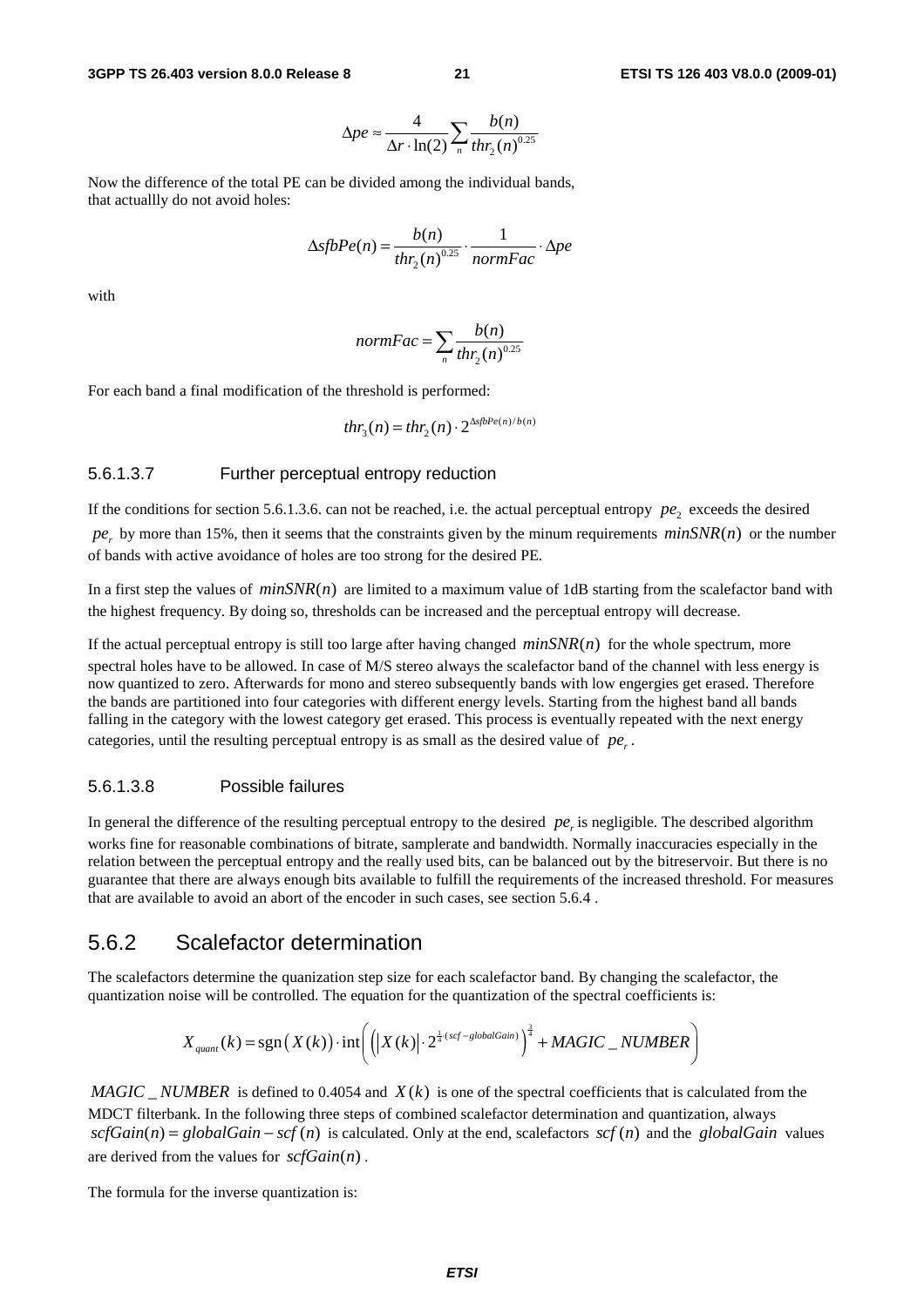$$\Delta pe \approx \frac{4}{\Delta r \cdot \ln(2)} \sum_n \frac{b(n)}{thr_2(n)^{0.25}}$$

Now the difference of the total PE can be divided among the individual bands, that actuallly do not avoid holes:

$$\Delta sfbPe(n) = \frac{b(n)}{thr_2(n)^{0.25}} \cdot \frac{1}{normFac} \cdot \Delta pe$$

with

$$normFac = \sum_n \frac{b(n)}{thr_2(n)^{0.25}}$$

For each band a final modification of the threshold is performed:

$$thr_3(n) = thr_2(n) \cdot 2^{\Delta sfbPe(n)/b(n)}$$

#### 5.6.1.3.7 Further perceptual entropy reduction

If the conditions for section 5.6.1.3.6. can not be reached, i.e. the actual perceptual entropy $pe_2$ exceeds the desired $pe_r$ by more than 15%, then it seems that the constraints given by the minum requirements $minSNR(n)$ or the number of bands with active avoidance of holes are too strong for the desired PE.

In a first step the values of $minSNR(n)$ are limited to a maximum value of 1dB starting from the scalefactor band with the highest frequency. By doing so, thresholds can be increased and the perceptual entropy will decrease.

If the actual perceptual entropy is still too large after having changed $minSNR(n)$ for the whole spectrum, more spectral holes have to be allowed. In case of M/S stereo always the scalefactor band of the channel with less energy is now quantized to zero. Afterwards for mono and stereo subsequently bands with low engergies get erased. Therefore the bands are partitioned into four categories with different energy levels. Starting from the highest band all bands falling in the category with the lowest category get erased. This process is eventually repeated with the next energy categories, until the resulting perceptual entropy is as small as the desired value of $pe_r$.

#### 5.6.1.3.8 Possible failures

In general the difference of the resulting perceptual entropy to the desired $pe_r$ is negligible. The described algorithm works fine for reasonable combinations of bitrate, samplerate and bandwidth. Normally inaccuracies especially in the relation between the perceptual entropy and the really used bits, can be balanced out by the bitreservoir. But there is no guarantee that there are always enough bits available to fulfill the requirements of the increased threshold. For measures that are available to avoid an abort of the encoder in such cases, see section 5.6.4 .

## 5.6.2 Scalefactor determination

The scalefactors determine the quanization step size for each scalefactor band. By changing the scalefactor, the quantization noise will be controlled. The equation for the quantization of the spectral coefficients is:

$$X_{quant}(k) = \operatorname{sgn}\left(X(k)\right) \cdot \operatorname{int}\left(\left(\left|X(k)\right| \cdot 2^{\frac{1}{4}(scf - globalGain)}\right)^{\frac{3}{4}} + MAGIC\_NUMBER\right)$$

$MAGIC\_NUMBER$ is defined to 0.4054 and $X(k)$ is one of the spectral coefficients that is calculated from the MDCT filterbank. In the following three steps of combined scalefactor determination and quantization, always $scfGain(n) = globalGain - scf(n)$ is calculated. Only at the end, scalefactors $scf(n)$ and the $globalGain$ values are derived from the values for $scfGain(n)$.

The formula for the inverse quantization is: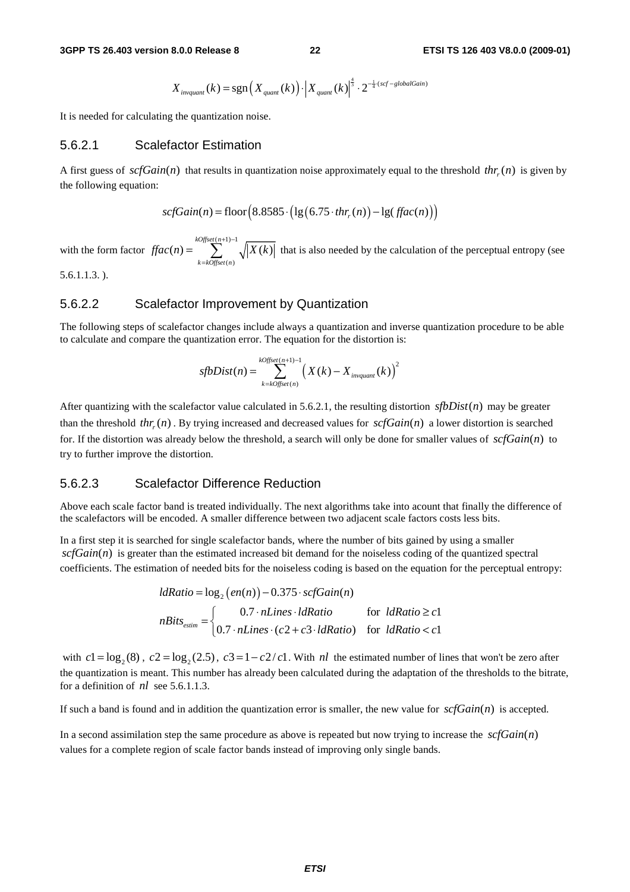$$X_{invquant}(k) = \operatorname{sgn}\left(X_{quant}(k)\right) \cdot \left|X_{quant}(k)\right|^{\frac{4}{3}} \cdot 2^{-\frac{1}{4}\cdot(scf - globalGain)}$$

It is needed for calculating the quantization noise.

### 5.6.2.1 Scalefactor Estimation

A first guess of $scfGain(n)$ that results in quantization noise approximately equal to the threshold $thr_r(n)$ is given by the following equation:

$$scfGain(n) = \operatorname{floor}\left(8.8585 \cdot \left(\lg\left(6.75 \cdot thr_r(n)\right) - \lg(ffac(n))\right)\right)$$

with the form factor $ffac(n) = \sum_{k=kOffset(n)}^{kOffset(n+1)-1} \sqrt{|X(k)|}$ that is also needed by the calculation of the perceptual entropy (see 5.6.1.1.3. ).

### 5.6.2.2 Scalefactor Improvement by Quantization

The following steps of scalefactor changes include always a quantization and inverse quantization procedure to be able to calculate and compare the quantization error. The equation for the distortion is:

$$sfbDist(n) = \sum_{k=kOffset(n)}^{kOffset(n+1)-1} \left(X(k) - X_{invquant}(k)\right)^2$$

After quantizing with the scalefactor value calculated in 5.6.2.1, the resulting distortion $sfbDist(n)$ may be greater than the threshold $thr_r(n)$. By trying increased and decreased values for $scfGain(n)$ a lower distortion is searched for. If the distortion was already below the threshold, a search will only be done for smaller values of $scfGain(n)$ to try to further improve the distortion.

### 5.6.2.3 Scalefactor Difference Reduction

Above each scale factor band is treated individually. The next algorithms take into acount that finally the difference of the scalefactors will be encoded. A smaller difference between two adjacent scale factors costs less bits.

In a first step it is searched for single scalefactor bands, where the number of bits gained by using a smaller $scfGain(n)$ is greater than the estimated increased bit demand for the noiseless coding of the quantized spectral coefficients. The estimation of needed bits for the noiseless coding is based on the equation for the perceptual entropy:

$$ldRatio = \log_2\left(en(n)\right) - 0.375 \cdot scfGain(n)$$

$$nBits_{estim} = \begin{cases} 0.7 \cdot nLines \cdot ldRatio & \text{for } ldRatio \geq c1 \\ 0.7 \cdot nLines \cdot (c2 + c3 \cdot ldRatio) & \text{for } ldRatio < c1 \end{cases}$$

with $c1 = \log_2(8)$, $c2 = \log_2(2.5)$, $c3 = 1 - c2/c1$. With $nl$ the estimated number of lines that won't be zero after the quantization is meant. This number has already been calculated during the adaptation of the thresholds to the bitrate, for a definition of $nl$ see 5.6.1.1.3.

If such a band is found and in addition the quantization error is smaller, the new value for $scfGain(n)$ is accepted.

In a second assimilation step the same procedure as above is repeated but now trying to increase the $scfGain(n)$ values for a complete region of scale factor bands instead of improving only single bands.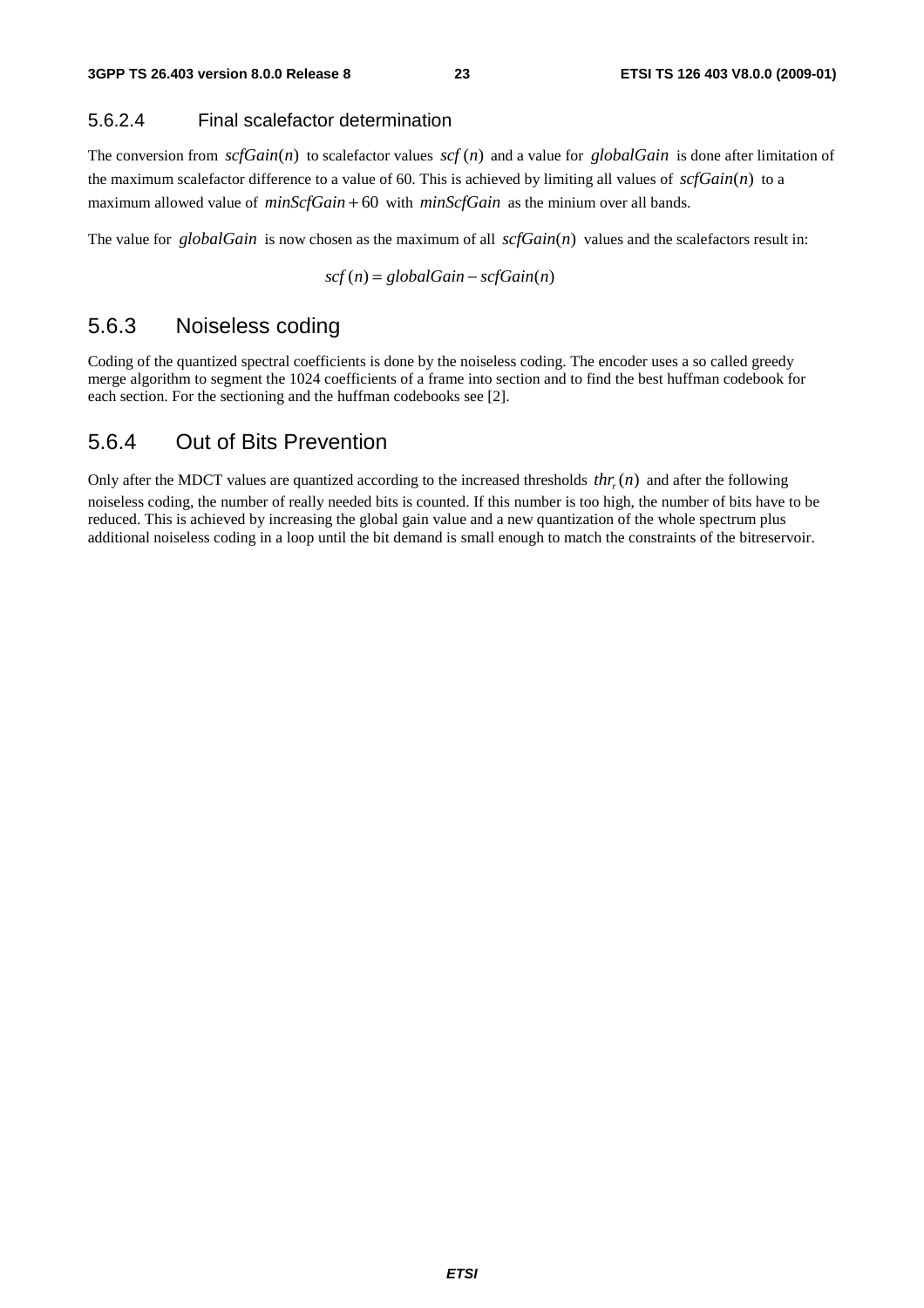### 5.6.2.4 Final scalefactor determination

The conversion from $scfGain(n)$ to scalefactor values $scf(n)$ and a value for $globalGain$ is done after limitation of the maximum scalefactor difference to a value of 60. This is achieved by limiting all values of $scfGain(n)$ to a maximum allowed value of $minScfGain + 60$ with $minScfGain$ as the minium over all bands.

The value for $globalGain$ is now chosen as the maximum of all $scfGain(n)$ values and the scalefactors result in:

$$scf(n) = globalGain - scfGain(n)$$

## 5.6.3 Noiseless coding

Coding of the quantized spectral coefficients is done by the noiseless coding. The encoder uses a so called greedy merge algorithm to segment the 1024 coefficients of a frame into section and to find the best huffman codebook for each section. For the sectioning and the huffman codebooks see [2].

## 5.6.4 Out of Bits Prevention

Only after the MDCT values are quantized according to the increased thresholds $thr_r(n)$ and after the following noiseless coding, the number of really needed bits is counted. If this number is too high, the number of bits have to be reduced. This is achieved by increasing the global gain value and a new quantization of the whole spectrum plus additional noiseless coding in a loop until the bit demand is small enough to match the constraints of the bitreservoir.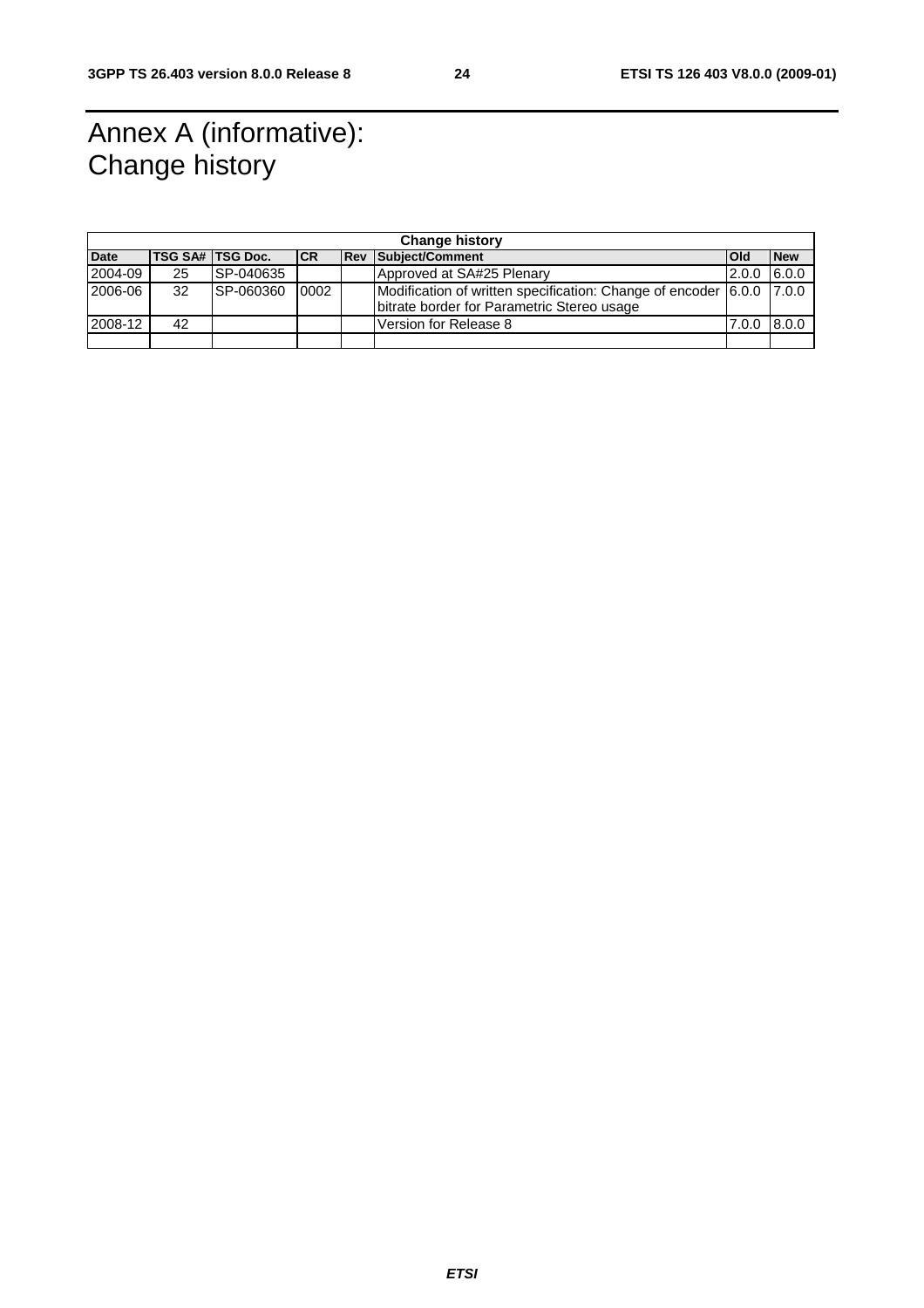# Annex A (informative): Change history

| Change history | | | | | | | |
|---|---|---|---|---|---|---|---|
| **Date** | **TSG SA#** | **TSG Doc.** | **CR** | **Rev** | **Subject/Comment** | **Old** | **New** |
| 2004-09 | 25 | SP-040635 | | | Approved at SA#25 Plenary | 2.0.0 | 6.0.0 |
| 2006-06 | 32 | SP-060360 | 0002 | | Modification of written specification: Change of encoder bitrate border for Parametric Stereo usage | 6.0.0 | 7.0.0 |
| 2008-12 | 42 | | | | Version for Release 8 | 7.0.0 | 8.0.0 |
| | | | | | | | |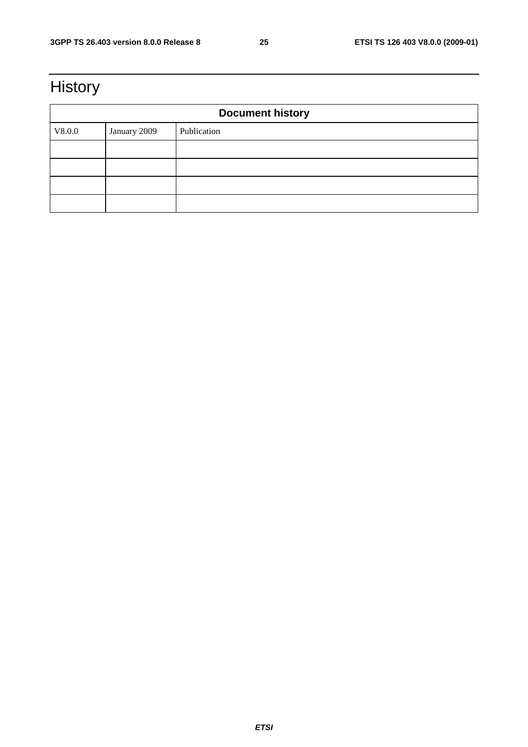# History

| Document history | | |
|---|---|---|
| V8.0.0 | January 2009 | Publication |
| | | |
| | | |
| | | |
| | | |